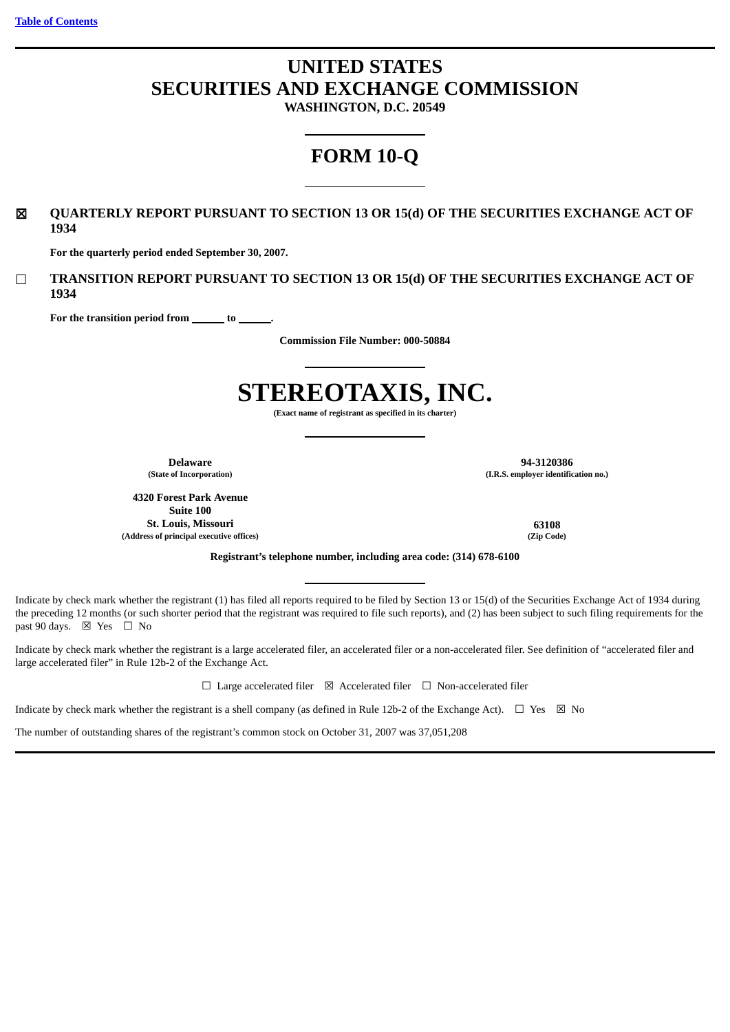Table of Contents

# UNITED STATES
# SECURITIES AND EXCHANGE COMMISSION
**WASHINGTON, D.C. 20549**

# FORM 10-Q

☒ **QUARTERLY REPORT PURSUANT TO SECTION 13 OR 15(d) OF THE SECURITIES EXCHANGE ACT OF 1934**

**For the quarterly period ended September 30, 2007.**

☐ **TRANSITION REPORT PURSUANT TO SECTION 13 OR 15(d) OF THE SECURITIES EXCHANGE ACT OF 1934**

**For the transition period from ______ to ______.**

**Commission File Number: 000-50884**

# STEREOTAXIS, INC.
**(Exact name of registrant as specified in its charter)**

| | |
|---|---|
| **Delaware** | **94-3120386** |
| **(State of Incorporation)** | **(I.R.S. employer identification no.)** |
| **4320 Forest Park Avenue**<br>**Suite 100**<br>**St. Louis, Missouri** | **63108** |
| **(Address of principal executive offices)** | **(Zip Code)** |

**Registrant's telephone number, including area code: (314) 678-6100**

Indicate by check mark whether the registrant (1) has filed all reports required to be filed by Section 13 or 15(d) of the Securities Exchange Act of 1934 during the preceding 12 months (or such shorter period that the registrant was required to file such reports), and (2) has been subject to such filing requirements for the past 90 days. ☒ Yes ☐ No

Indicate by check mark whether the registrant is a large accelerated filer, an accelerated filer or a non-accelerated filer. See definition of "accelerated filer and large accelerated filer" in Rule 12b-2 of the Exchange Act.

☐ Large accelerated filer ☒ Accelerated filer ☐ Non-accelerated filer

Indicate by check mark whether the registrant is a shell company (as defined in Rule 12b-2 of the Exchange Act). ☐ Yes ☒ No

The number of outstanding shares of the registrant's common stock on October 31, 2007 was 37,051,208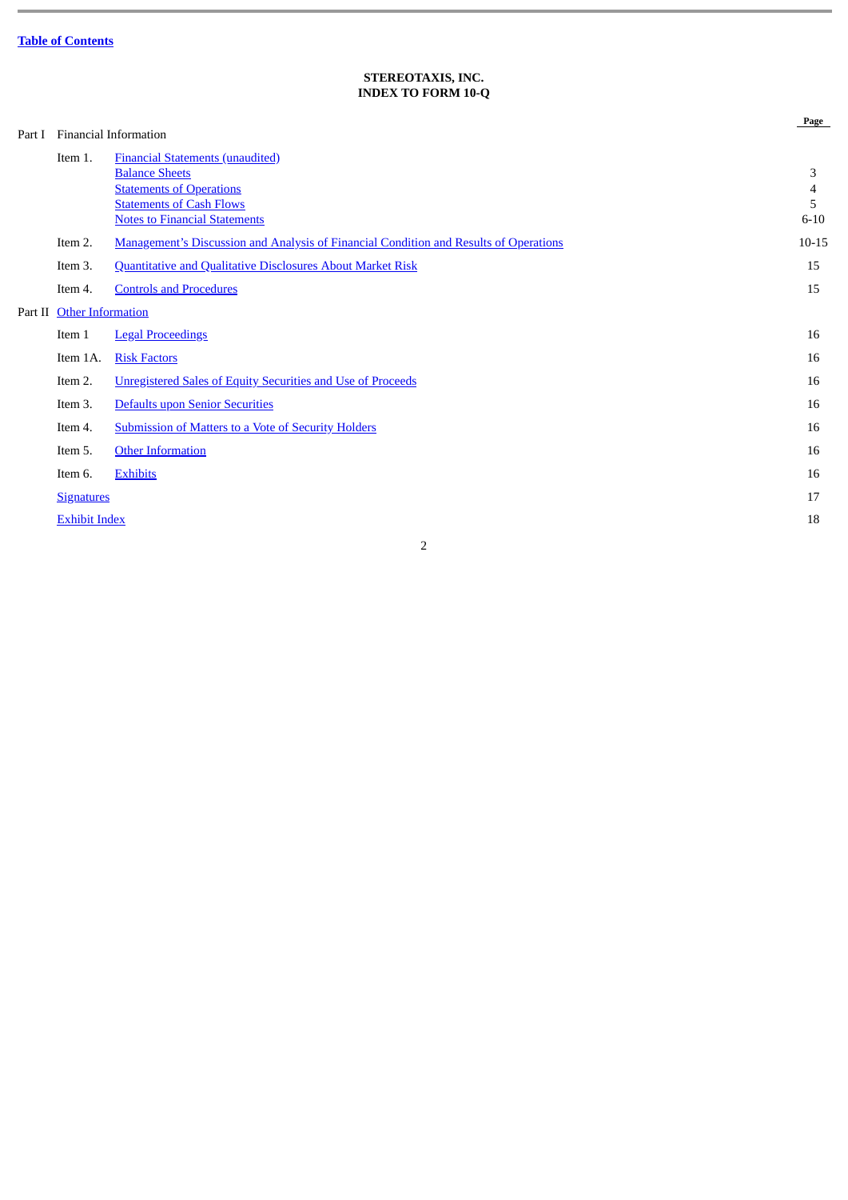Table of Contents

**STEREOTAXIS, INC.**
**INDEX TO FORM 10-Q**

| | | | Page |
|---|---|---|---|
| Part I | Financial Information | | |
| | Item 1. | Financial Statements (unaudited) | |
| | | Balance Sheets | 3 |
| | | Statements of Operations | 4 |
| | | Statements of Cash Flows | 5 |
| | | Notes to Financial Statements | 6-10 |
| | Item 2. | Management's Discussion and Analysis of Financial Condition and Results of Operations | 10-15 |
| | Item 3. | Quantitative and Qualitative Disclosures About Market Risk | 15 |
| | Item 4. | Controls and Procedures | 15 |
| Part II | Other Information | | |
| | Item 1 | Legal Proceedings | 16 |
| | Item 1A. | Risk Factors | 16 |
| | Item 2. | Unregistered Sales of Equity Securities and Use of Proceeds | 16 |
| | Item 3. | Defaults upon Senior Securities | 16 |
| | Item 4. | Submission of Matters to a Vote of Security Holders | 16 |
| | Item 5. | Other Information | 16 |
| | Item 6. | Exhibits | 16 |
| | Signatures | | 17 |
| | Exhibit Index | | 18 |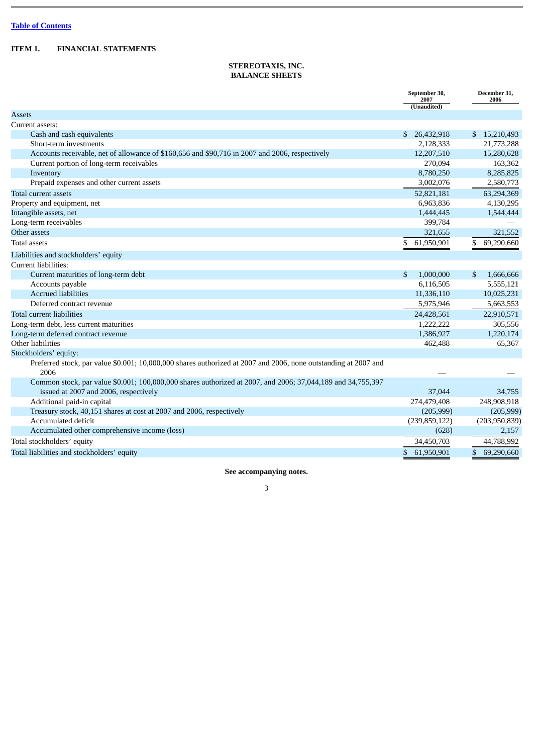[Table of Contents](#)

## ITEM 1. FINANCIAL STATEMENTS

### STEREOTAXIS, INC.
### BALANCE SHEETS

| | September 30, 2007 (Unaudited) | December 31, 2006 |
|---|---|---|
| **Assets** | | |
| Current assets: | | |
| Cash and cash equivalents | $ 26,432,918 | $ 15,210,493 |
| Short-term investments | 2,128,333 | 21,773,288 |
| Accounts receivable, net of allowance of $160,656 and $90,716 in 2007 and 2006, respectively | 12,207,510 | 15,280,628 |
| Current portion of long-term receivables | 270,094 | 163,362 |
| Inventory | 8,780,250 | 8,285,825 |
| Prepaid expenses and other current assets | 3,002,076 | 2,580,773 |
| Total current assets | 52,821,181 | 63,294,369 |
| Property and equipment, net | 6,963,836 | 4,130,295 |
| Intangible assets, net | 1,444,445 | 1,544,444 |
| Long-term receivables | 399,784 | — |
| Other assets | 321,655 | 321,552 |
| Total assets | $ 61,950,901 | $ 69,290,660 |
| **Liabilities and stockholders' equity** | | |
| Current liabilities: | | |
| Current maturities of long-term debt | $ 1,000,000 | $ 1,666,666 |
| Accounts payable | 6,116,505 | 5,555,121 |
| Accrued liabilities | 11,336,110 | 10,025,231 |
| Deferred contract revenue | 5,975,946 | 5,663,553 |
| Total current liabilities | 24,428,561 | 22,910,571 |
| Long-term debt, less current maturities | 1,222,222 | 305,556 |
| Long-term deferred contract revenue | 1,386,927 | 1,220,174 |
| Other liabilities | 462,488 | 65,367 |
| Stockholders' equity: | | |
| Preferred stock, par value $0.001; 10,000,000 shares authorized at 2007 and 2006, none outstanding at 2007 and 2006 | — | — |
| Common stock, par value $0.001; 100,000,000 shares authorized at 2007, and 2006; 37,044,189 and 34,755,397 issued at 2007 and 2006, respectively | 37,044 | 34,755 |
| Additional paid-in capital | 274,479,408 | 248,908,918 |
| Treasury stock, 40,151 shares at cost at 2007 and 2006, respectively | (205,999) | (205,999) |
| Accumulated deficit | (239,859,122) | (203,950,839) |
| Accumulated other comprehensive income (loss) | (628) | 2,157 |
| Total stockholders' equity | 34,450,703 | 44,788,992 |
| Total liabilities and stockholders' equity | $ 61,950,901 | $ 69,290,660 |

**See accompanying notes.**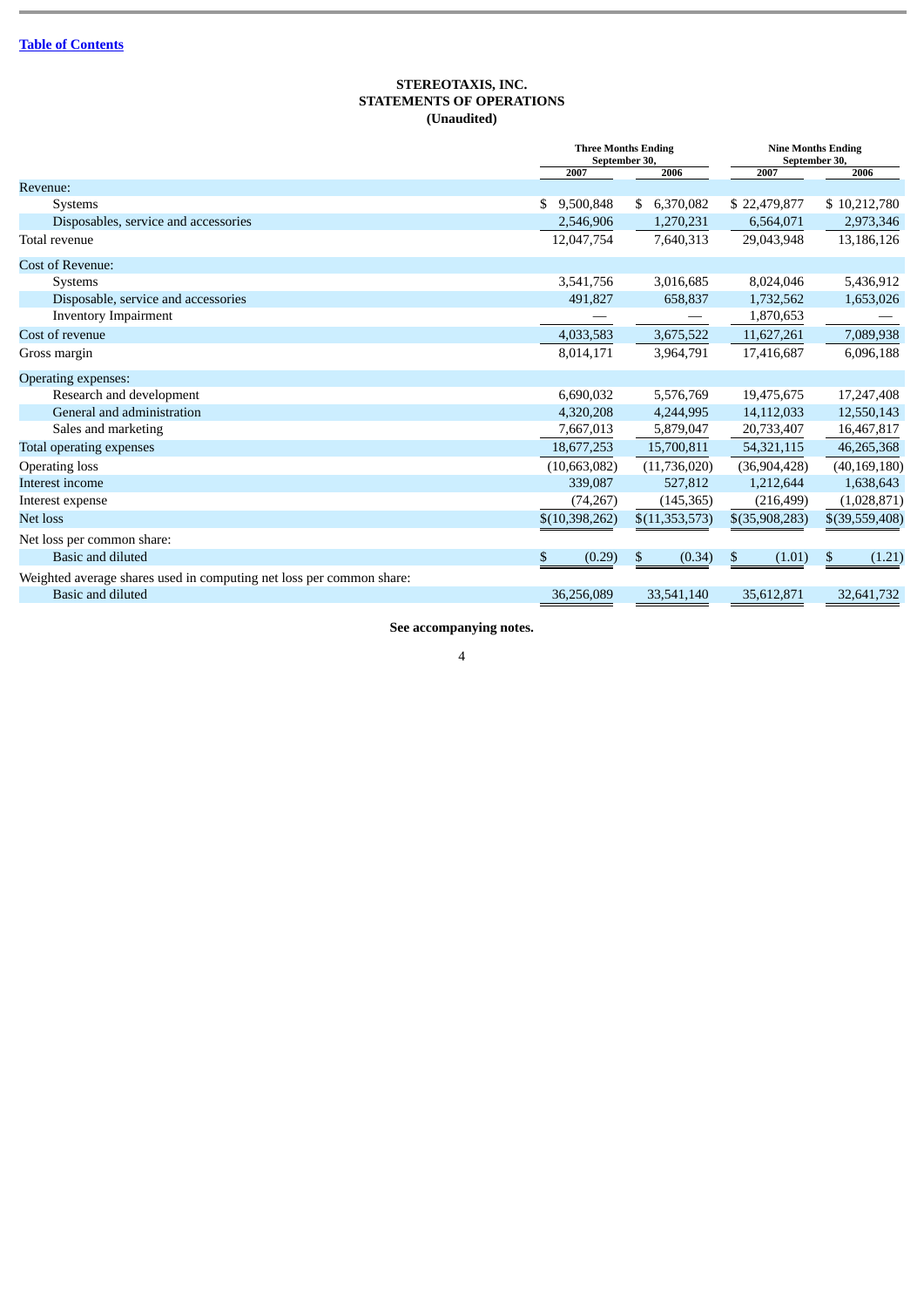Table of Contents

**STEREOTAXIS, INC.**
**STATEMENTS OF OPERATIONS**
**(Unaudited)**

| | Three Months Ending September 30, | | Nine Months Ending September 30, | |
|---|---|---|---|---|
| | 2007 | 2006 | 2007 | 2006 |
| Revenue: | | | | |
| Systems | $ 9,500,848 | $ 6,370,082 | $ 22,479,877 | $ 10,212,780 |
| Disposables, service and accessories | 2,546,906 | 1,270,231 | 6,564,071 | 2,973,346 |
| Total revenue | 12,047,754 | 7,640,313 | 29,043,948 | 13,186,126 |
| Cost of Revenue: | | | | |
| Systems | 3,541,756 | 3,016,685 | 8,024,046 | 5,436,912 |
| Disposable, service and accessories | 491,827 | 658,837 | 1,732,562 | 1,653,026 |
| Inventory Impairment | — | — | 1,870,653 | — |
| Cost of revenue | 4,033,583 | 3,675,522 | 11,627,261 | 7,089,938 |
| Gross margin | 8,014,171 | 3,964,791 | 17,416,687 | 6,096,188 |
| Operating expenses: | | | | |
| Research and development | 6,690,032 | 5,576,769 | 19,475,675 | 17,247,408 |
| General and administration | 4,320,208 | 4,244,995 | 14,112,033 | 12,550,143 |
| Sales and marketing | 7,667,013 | 5,879,047 | 20,733,407 | 16,467,817 |
| Total operating expenses | 18,677,253 | 15,700,811 | 54,321,115 | 46,265,368 |
| Operating loss | (10,663,082) | (11,736,020) | (36,904,428) | (40,169,180) |
| Interest income | 339,087 | 527,812 | 1,212,644 | 1,638,643 |
| Interest expense | (74,267) | (145,365) | (216,499) | (1,028,871) |
| Net loss | $(10,398,262) | $(11,353,573) | $(35,908,283) | $(39,559,408) |
| Net loss per common share: | | | | |
| Basic and diluted | $ (0.29) | $ (0.34) | $ (1.01) | $ (1.21) |
| Weighted average shares used in computing net loss per common share: | | | | |
| Basic and diluted | 36,256,089 | 33,541,140 | 35,612,871 | 32,641,732 |

**See accompanying notes.**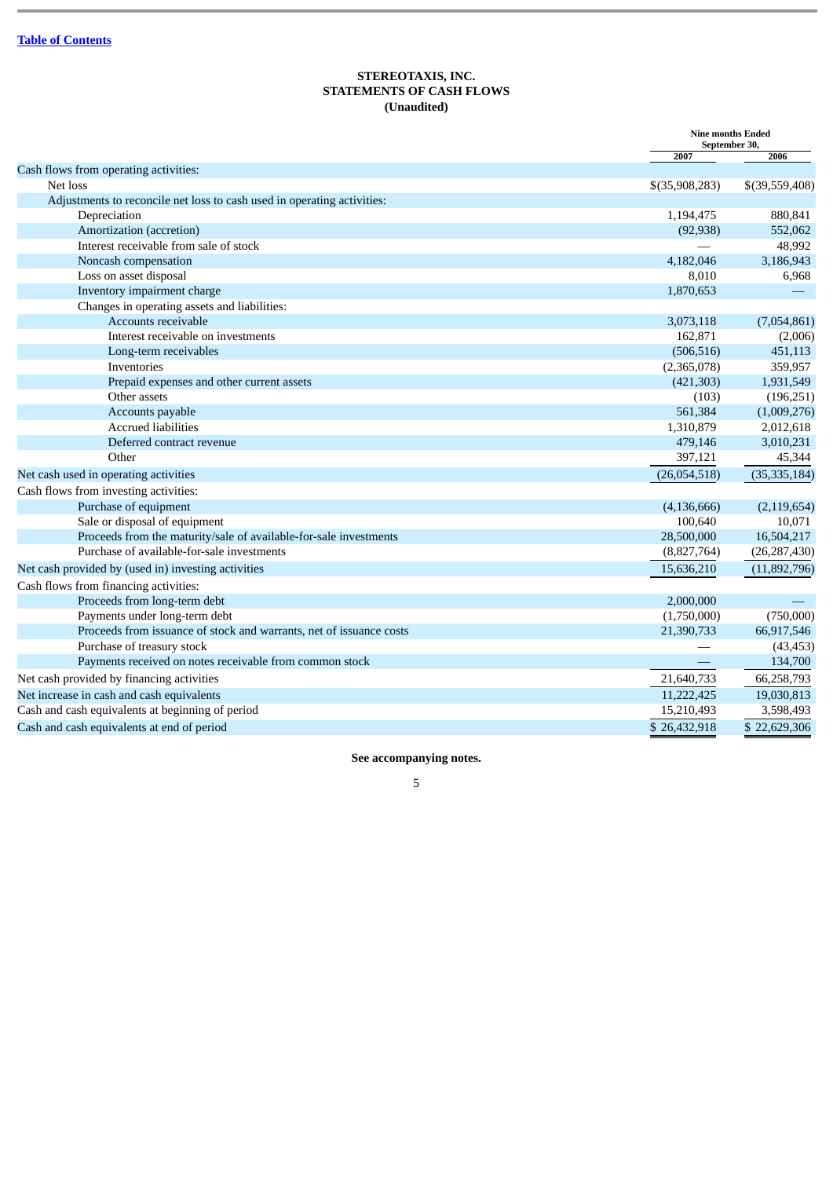[Table of Contents](#)

**STEREOTAXIS, INC.**
**STATEMENTS OF CASH FLOWS**
**(Unaudited)**

| | Nine months Ended September 30, | |
|---|---|---|
| | 2007 | 2006 |
| Cash flows from operating activities: | | |
| Net loss | $(35,908,283) | $(39,559,408) |
| Adjustments to reconcile net loss to cash used in operating activities: | | |
| Depreciation | 1,194,475 | 880,841 |
| Amortization (accretion) | (92,938) | 552,062 |
| Interest receivable from sale of stock | — | 48,992 |
| Noncash compensation | 4,182,046 | 3,186,943 |
| Loss on asset disposal | 8,010 | 6,968 |
| Inventory impairment charge | 1,870,653 | — |
| Changes in operating assets and liabilities: | | |
| Accounts receivable | 3,073,118 | (7,054,861) |
| Interest receivable on investments | 162,871 | (2,006) |
| Long-term receivables | (506,516) | 451,113 |
| Inventories | (2,365,078) | 359,957 |
| Prepaid expenses and other current assets | (421,303) | 1,931,549 |
| Other assets | (103) | (196,251) |
| Accounts payable | 561,384 | (1,009,276) |
| Accrued liabilities | 1,310,879 | 2,012,618 |
| Deferred contract revenue | 479,146 | 3,010,231 |
| Other | 397,121 | 45,344 |
| Net cash used in operating activities | (26,054,518) | (35,335,184) |
| Cash flows from investing activities: | | |
| Purchase of equipment | (4,136,666) | (2,119,654) |
| Sale or disposal of equipment | 100,640 | 10,071 |
| Proceeds from the maturity/sale of available-for-sale investments | 28,500,000 | 16,504,217 |
| Purchase of available-for-sale investments | (8,827,764) | (26,287,430) |
| Net cash provided by (used in) investing activities | 15,636,210 | (11,892,796) |
| Cash flows from financing activities: | | |
| Proceeds from long-term debt | 2,000,000 | — |
| Payments under long-term debt | (1,750,000) | (750,000) |
| Proceeds from issuance of stock and warrants, net of issuance costs | 21,390,733 | 66,917,546 |
| Purchase of treasury stock | — | (43,453) |
| Payments received on notes receivable from common stock | — | 134,700 |
| Net cash provided by financing activities | 21,640,733 | 66,258,793 |
| Net increase in cash and cash equivalents | 11,222,425 | 19,030,813 |
| Cash and cash equivalents at beginning of period | 15,210,493 | 3,598,493 |
| Cash and cash equivalents at end of period | $ 26,432,918 | $ 22,629,306 |

**See accompanying notes.**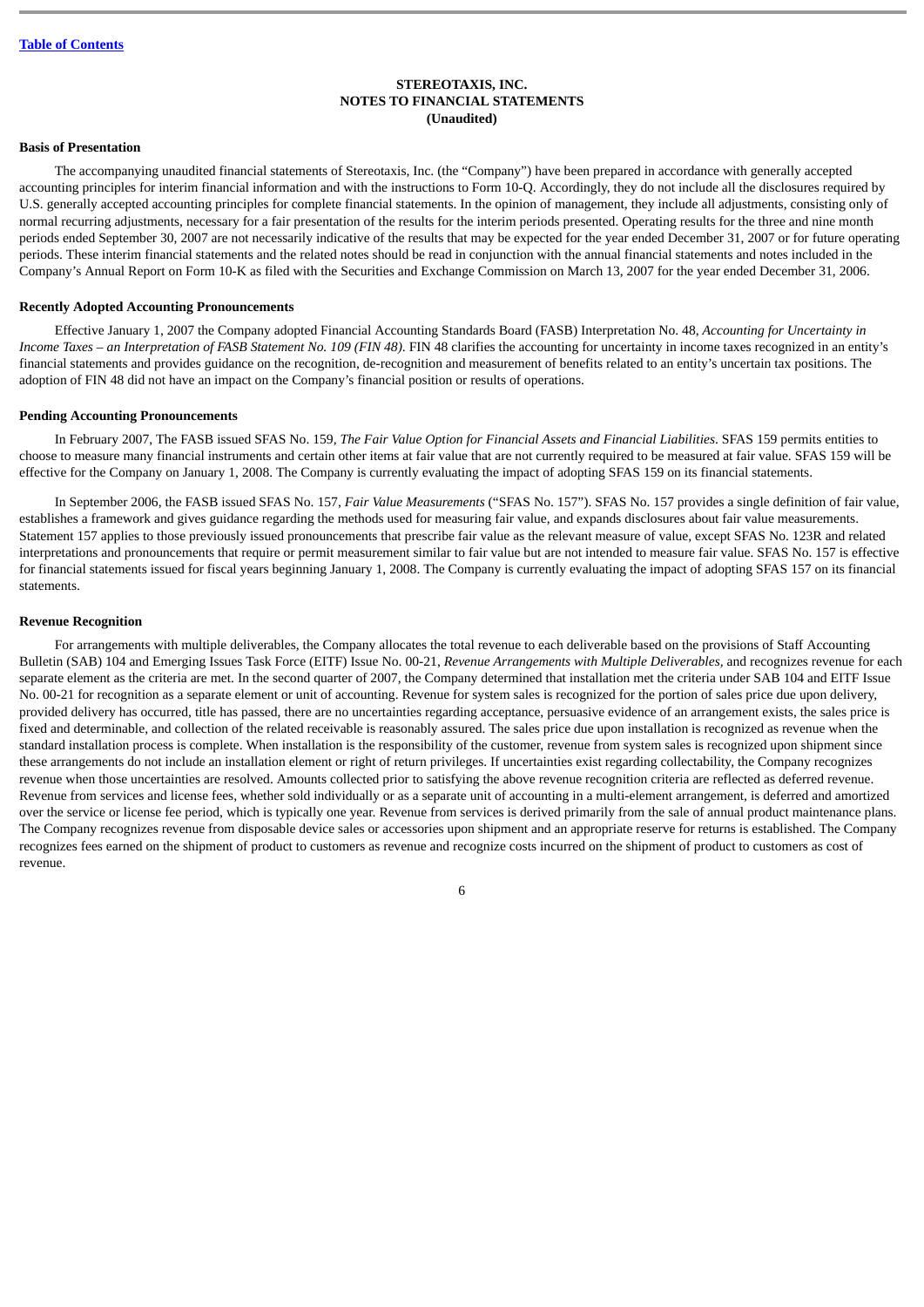STEREOTAXIS, INC.
NOTES TO FINANCIAL STATEMENTS
(Unaudited)

**Basis of Presentation**

The accompanying unaudited financial statements of Stereotaxis, Inc. (the "Company") have been prepared in accordance with generally accepted accounting principles for interim financial information and with the instructions to Form 10-Q. Accordingly, they do not include all the disclosures required by U.S. generally accepted accounting principles for complete financial statements. In the opinion of management, they include all adjustments, consisting only of normal recurring adjustments, necessary for a fair presentation of the results for the interim periods presented. Operating results for the three and nine month periods ended September 30, 2007 are not necessarily indicative of the results that may be expected for the year ended December 31, 2007 or for future operating periods. These interim financial statements and the related notes should be read in conjunction with the annual financial statements and notes included in the Company's Annual Report on Form 10-K as filed with the Securities and Exchange Commission on March 13, 2007 for the year ended December 31, 2006.

**Recently Adopted Accounting Pronouncements**

Effective January 1, 2007 the Company adopted Financial Accounting Standards Board (FASB) Interpretation No. 48, *Accounting for Uncertainty in Income Taxes – an Interpretation of FASB Statement No. 109 (FIN 48)*. FIN 48 clarifies the accounting for uncertainty in income taxes recognized in an entity's financial statements and provides guidance on the recognition, de-recognition and measurement of benefits related to an entity's uncertain tax positions. The adoption of FIN 48 did not have an impact on the Company's financial position or results of operations.

**Pending Accounting Pronouncements**

In February 2007, The FASB issued SFAS No. 159, *The Fair Value Option for Financial Assets and Financial Liabilities*. SFAS 159 permits entities to choose to measure many financial instruments and certain other items at fair value that are not currently required to be measured at fair value. SFAS 159 will be effective for the Company on January 1, 2008. The Company is currently evaluating the impact of adopting SFAS 159 on its financial statements.

In September 2006, the FASB issued SFAS No. 157, *Fair Value Measurements* ("SFAS No. 157"). SFAS No. 157 provides a single definition of fair value, establishes a framework and gives guidance regarding the methods used for measuring fair value, and expands disclosures about fair value measurements. Statement 157 applies to those previously issued pronouncements that prescribe fair value as the relevant measure of value, except SFAS No. 123R and related interpretations and pronouncements that require or permit measurement similar to fair value but are not intended to measure fair value. SFAS No. 157 is effective for financial statements issued for fiscal years beginning January 1, 2008. The Company is currently evaluating the impact of adopting SFAS 157 on its financial statements.

**Revenue Recognition**

For arrangements with multiple deliverables, the Company allocates the total revenue to each deliverable based on the provisions of Staff Accounting Bulletin (SAB) 104 and Emerging Issues Task Force (EITF) Issue No. 00-21, *Revenue Arrangements with Multiple Deliverables,* and recognizes revenue for each separate element as the criteria are met. In the second quarter of 2007, the Company determined that installation met the criteria under SAB 104 and EITF Issue No. 00-21 for recognition as a separate element or unit of accounting. Revenue for system sales is recognized for the portion of sales price due upon delivery, provided delivery has occurred, title has passed, there are no uncertainties regarding acceptance, persuasive evidence of an arrangement exists, the sales price is fixed and determinable, and collection of the related receivable is reasonably assured. The sales price due upon installation is recognized as revenue when the standard installation process is complete. When installation is the responsibility of the customer, revenue from system sales is recognized upon shipment since these arrangements do not include an installation element or right of return privileges. If uncertainties exist regarding collectability, the Company recognizes revenue when those uncertainties are resolved. Amounts collected prior to satisfying the above revenue recognition criteria are reflected as deferred revenue. Revenue from services and license fees, whether sold individually or as a separate unit of accounting in a multi-element arrangement, is deferred and amortized over the service or license fee period, which is typically one year. Revenue from services is derived primarily from the sale of annual product maintenance plans. The Company recognizes revenue from disposable device sales or accessories upon shipment and an appropriate reserve for returns is established. The Company recognizes fees earned on the shipment of product to customers as revenue and recognize costs incurred on the shipment of product to customers as cost of revenue.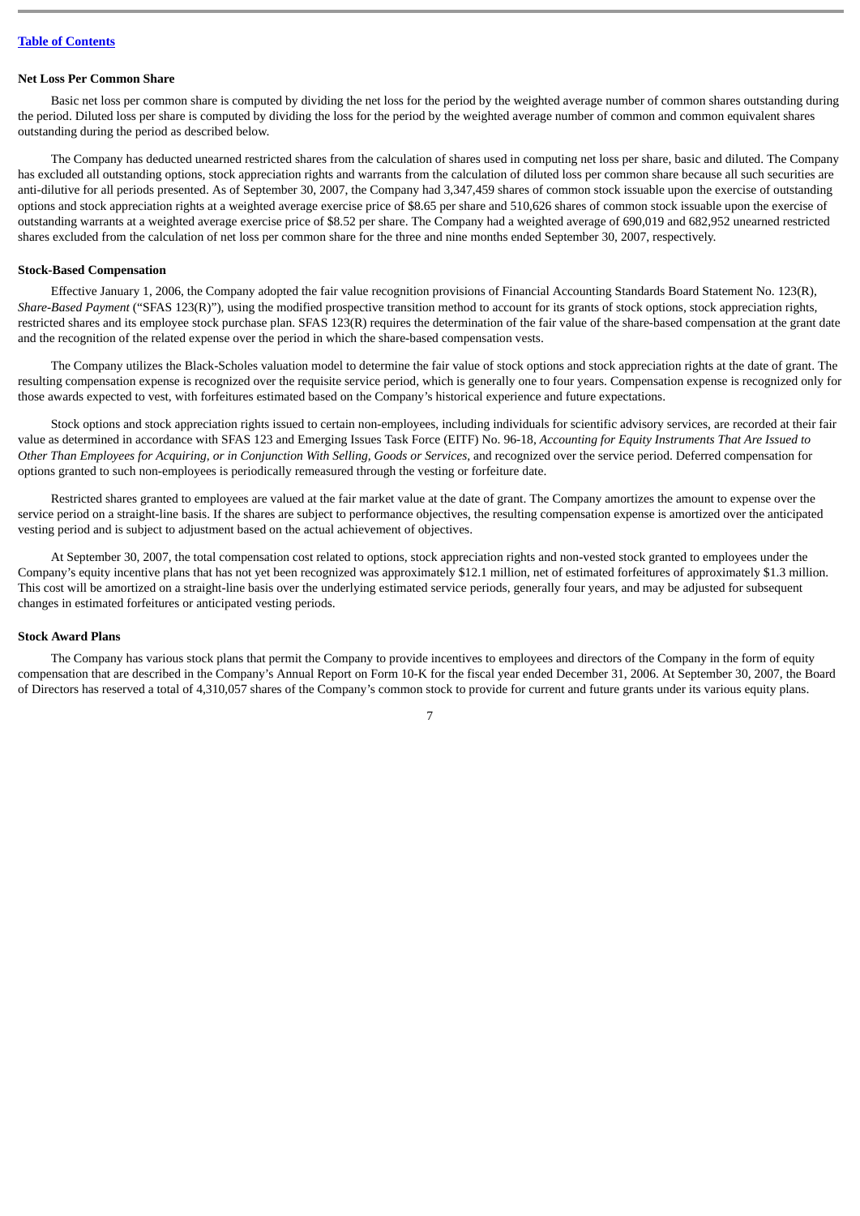### Net Loss Per Common Share

Basic net loss per common share is computed by dividing the net loss for the period by the weighted average number of common shares outstanding during the period. Diluted loss per share is computed by dividing the loss for the period by the weighted average number of common and common equivalent shares outstanding during the period as described below.

The Company has deducted unearned restricted shares from the calculation of shares used in computing net loss per share, basic and diluted. The Company has excluded all outstanding options, stock appreciation rights and warrants from the calculation of diluted loss per common share because all such securities are anti-dilutive for all periods presented. As of September 30, 2007, the Company had 3,347,459 shares of common stock issuable upon the exercise of outstanding options and stock appreciation rights at a weighted average exercise price of $8.65 per share and 510,626 shares of common stock issuable upon the exercise of outstanding warrants at a weighted average exercise price of $8.52 per share. The Company had a weighted average of 690,019 and 682,952 unearned restricted shares excluded from the calculation of net loss per common share for the three and nine months ended September 30, 2007, respectively.

### Stock-Based Compensation

Effective January 1, 2006, the Company adopted the fair value recognition provisions of Financial Accounting Standards Board Statement No. 123(R), *Share-Based Payment* ("SFAS 123(R)"), using the modified prospective transition method to account for its grants of stock options, stock appreciation rights, restricted shares and its employee stock purchase plan. SFAS 123(R) requires the determination of the fair value of the share-based compensation at the grant date and the recognition of the related expense over the period in which the share-based compensation vests.

The Company utilizes the Black-Scholes valuation model to determine the fair value of stock options and stock appreciation rights at the date of grant. The resulting compensation expense is recognized over the requisite service period, which is generally one to four years. Compensation expense is recognized only for those awards expected to vest, with forfeitures estimated based on the Company's historical experience and future expectations.

Stock options and stock appreciation rights issued to certain non-employees, including individuals for scientific advisory services, are recorded at their fair value as determined in accordance with SFAS 123 and Emerging Issues Task Force (EITF) No. 96-18, *Accounting for Equity Instruments That Are Issued to Other Than Employees for Acquiring, or in Conjunction With Selling, Goods or Services*, and recognized over the service period. Deferred compensation for options granted to such non-employees is periodically remeasured through the vesting or forfeiture date.

Restricted shares granted to employees are valued at the fair market value at the date of grant. The Company amortizes the amount to expense over the service period on a straight-line basis. If the shares are subject to performance objectives, the resulting compensation expense is amortized over the anticipated vesting period and is subject to adjustment based on the actual achievement of objectives.

At September 30, 2007, the total compensation cost related to options, stock appreciation rights and non-vested stock granted to employees under the Company's equity incentive plans that has not yet been recognized was approximately $12.1 million, net of estimated forfeitures of approximately $1.3 million. This cost will be amortized on a straight-line basis over the underlying estimated service periods, generally four years, and may be adjusted for subsequent changes in estimated forfeitures or anticipated vesting periods.

### Stock Award Plans

The Company has various stock plans that permit the Company to provide incentives to employees and directors of the Company in the form of equity compensation that are described in the Company's Annual Report on Form 10-K for the fiscal year ended December 31, 2006. At September 30, 2007, the Board of Directors has reserved a total of 4,310,057 shares of the Company's common stock to provide for current and future grants under its various equity plans.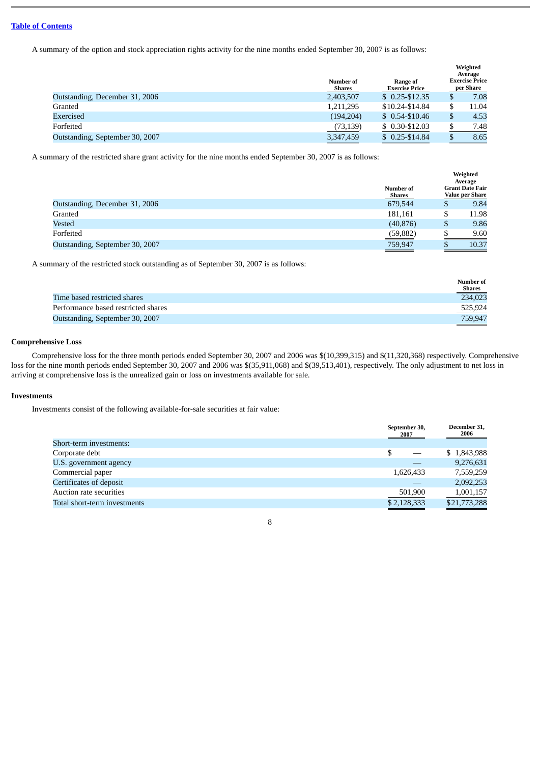[Table of Contents](#)

A summary of the option and stock appreciation rights activity for the nine months ended September 30, 2007 is as follows:

| | Number of Shares | Range of Exercise Price | Weighted Average Exercise Price per Share |
|---|---|---|---|
| Outstanding, December 31, 2006 | 2,403,507 | $ 0.25-$12.35 | $ 7.08 |
| Granted | 1,211,295 | $10.24-$14.84 | $ 11.04 |
| Exercised | (194,204) | $ 0.54-$10.46 | $ 4.53 |
| Forfeited | (73,139) | $ 0.30-$12.03 | $ 7.48 |
| Outstanding, September 30, 2007 | 3,347,459 | $ 0.25-$14.84 | $ 8.65 |

A summary of the restricted share grant activity for the nine months ended September 30, 2007 is as follows:

| | Number of Shares | Weighted Average Grant Date Fair Value per Share |
|---|---|---|
| Outstanding, December 31, 2006 | 679,544 | $ 9.84 |
| Granted | 181,161 | $ 11.98 |
| Vested | (40,876) | $ 9.86 |
| Forfeited | (59,882) | $ 9.60 |
| Outstanding, September 30, 2007 | 759,947 | $ 10.37 |

A summary of the restricted stock outstanding as of September 30, 2007 is as follows:

| | Number of Shares |
|---|---|
| Time based restricted shares | 234,023 |
| Performance based restricted shares | 525,924 |
| Outstanding, September 30, 2007 | 759,947 |

**Comprehensive Loss**

Comprehensive loss for the three month periods ended September 30, 2007 and 2006 was $(10,399,315) and $(11,320,368) respectively. Comprehensive loss for the nine month periods ended September 30, 2007 and 2006 was $(35,911,068) and $(39,513,401), respectively. The only adjustment to net loss in arriving at comprehensive loss is the unrealized gain or loss on investments available for sale.

**Investments**

Investments consist of the following available-for-sale securities at fair value:

| | September 30, 2007 | December 31, 2006 |
|---|---|---|
| Short-term investments: | | |
| Corporate debt | $ — | $ 1,843,988 |
| U.S. government agency | — | 9,276,631 |
| Commercial paper | 1,626,433 | 7,559,259 |
| Certificates of deposit | — | 2,092,253 |
| Auction rate securities | 501,900 | 1,001,157 |
| Total short-term investments | $ 2,128,333 | $21,773,288 |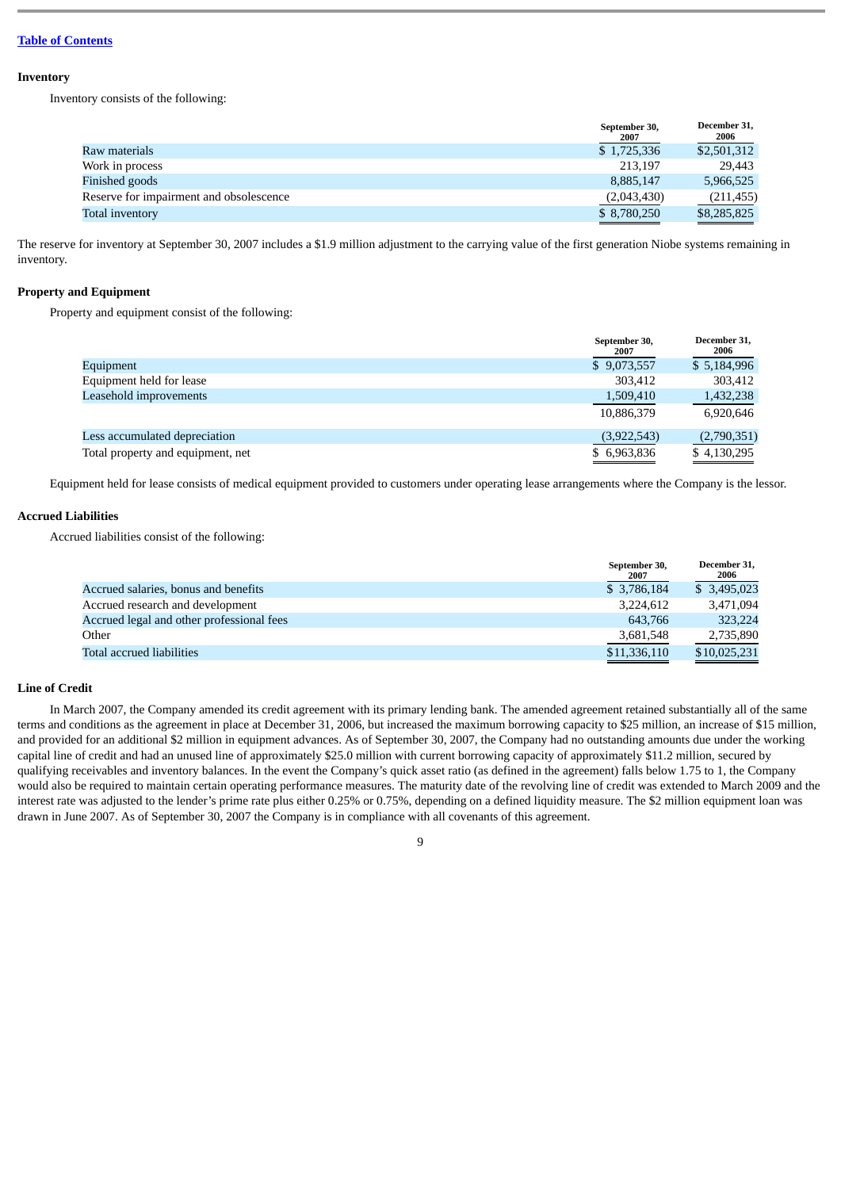[Table of Contents](#)

### Inventory

Inventory consists of the following:

| | September 30, 2007 | December 31, 2006 |
|---|---|---|
| Raw materials | $ 1,725,336 | $2,501,312 |
| Work in process | 213,197 | 29,443 |
| Finished goods | 8,885,147 | 5,966,525 |
| Reserve for impairment and obsolescence | (2,043,430) | (211,455) |
| Total inventory | $ 8,780,250 | $8,285,825 |

The reserve for inventory at September 30, 2007 includes a $1.9 million adjustment to the carrying value of the first generation Niobe systems remaining in inventory.

### Property and Equipment

Property and equipment consist of the following:

| | September 30, 2007 | December 31, 2006 |
|---|---|---|
| Equipment | $ 9,073,557 | $ 5,184,996 |
| Equipment held for lease | 303,412 | 303,412 |
| Leasehold improvements | 1,509,410 | 1,432,238 |
| | 10,886,379 | 6,920,646 |
| Less accumulated depreciation | (3,922,543) | (2,790,351) |
| Total property and equipment, net | $ 6,963,836 | $ 4,130,295 |

Equipment held for lease consists of medical equipment provided to customers under operating lease arrangements where the Company is the lessor.

### Accrued Liabilities

Accrued liabilities consist of the following:

| | September 30, 2007 | December 31, 2006 |
|---|---|---|
| Accrued salaries, bonus and benefits | $ 3,786,184 | $ 3,495,023 |
| Accrued research and development | 3,224,612 | 3,471,094 |
| Accrued legal and other professional fees | 643,766 | 323,224 |
| Other | 3,681,548 | 2,735,890 |
| Total accrued liabilities | $11,336,110 | $10,025,231 |

### Line of Credit

In March 2007, the Company amended its credit agreement with its primary lending bank. The amended agreement retained substantially all of the same terms and conditions as the agreement in place at December 31, 2006, but increased the maximum borrowing capacity to $25 million, an increase of $15 million, and provided for an additional $2 million in equipment advances. As of September 30, 2007, the Company had no outstanding amounts due under the working capital line of credit and had an unused line of approximately $25.0 million with current borrowing capacity of approximately $11.2 million, secured by qualifying receivables and inventory balances. In the event the Company's quick asset ratio (as defined in the agreement) falls below 1.75 to 1, the Company would also be required to maintain certain operating performance measures. The maturity date of the revolving line of credit was extended to March 2009 and the interest rate was adjusted to the lender's prime rate plus either 0.25% or 0.75%, depending on a defined liquidity measure. The $2 million equipment loan was drawn in June 2007. As of September 30, 2007 the Company is in compliance with all covenants of this agreement.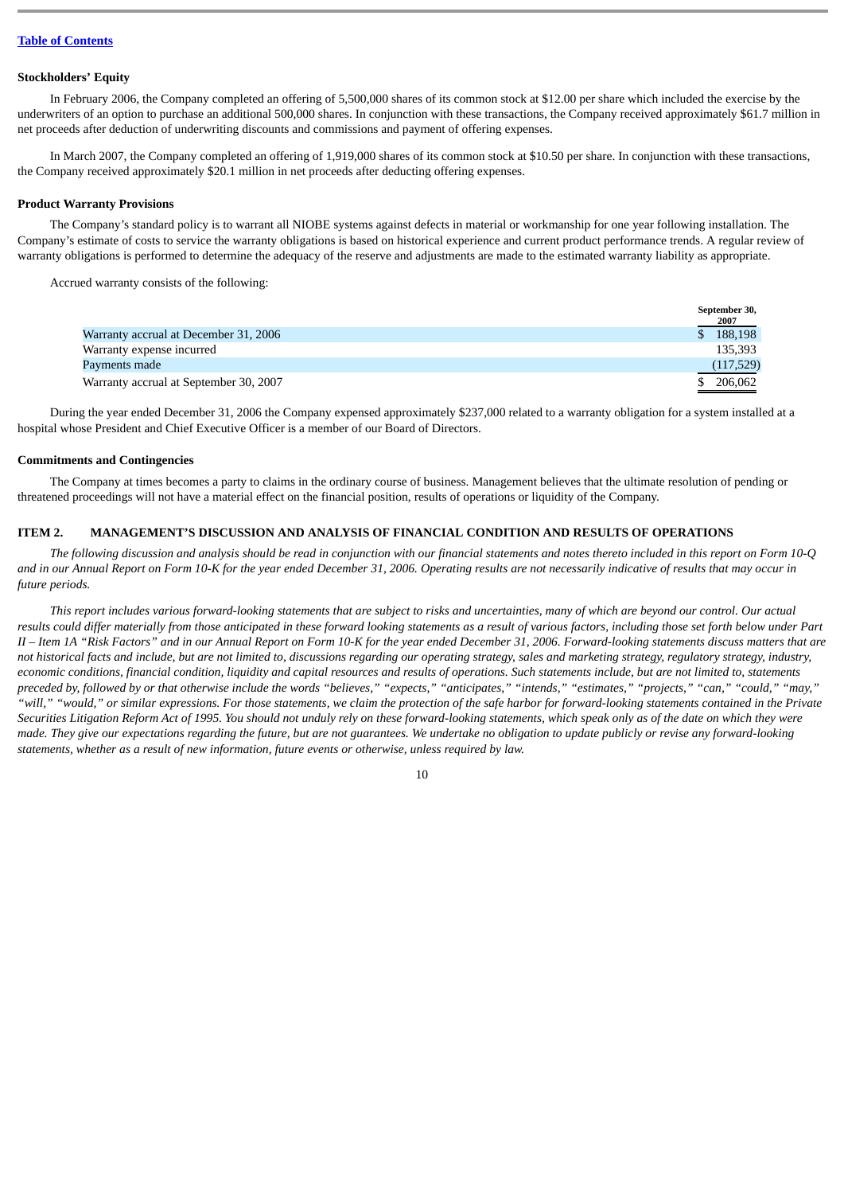### Stockholders' Equity

In February 2006, the Company completed an offering of 5,500,000 shares of its common stock at $12.00 per share which included the exercise by the underwriters of an option to purchase an additional 500,000 shares. In conjunction with these transactions, the Company received approximately $61.7 million in net proceeds after deduction of underwriting discounts and commissions and payment of offering expenses.

In March 2007, the Company completed an offering of 1,919,000 shares of its common stock at $10.50 per share. In conjunction with these transactions, the Company received approximately $20.1 million in net proceeds after deducting offering expenses.

### Product Warranty Provisions

The Company's standard policy is to warrant all NIOBE systems against defects in material or workmanship for one year following installation. The Company's estimate of costs to service the warranty obligations is based on historical experience and current product performance trends. A regular review of warranty obligations is performed to determine the adequacy of the reserve and adjustments are made to the estimated warranty liability as appropriate.

Accrued warranty consists of the following:

| | September 30, 2007 |
|---|---|
| Warranty accrual at December 31, 2006 | $ 188,198 |
| Warranty expense incurred | 135,393 |
| Payments made | (117,529) |
| Warranty accrual at September 30, 2007 | $ 206,062 |

During the year ended December 31, 2006 the Company expensed approximately $237,000 related to a warranty obligation for a system installed at a hospital whose President and Chief Executive Officer is a member of our Board of Directors.

### Commitments and Contingencies

The Company at times becomes a party to claims in the ordinary course of business. Management believes that the ultimate resolution of pending or threatened proceedings will not have a material effect on the financial position, results of operations or liquidity of the Company.

## ITEM 2. MANAGEMENT'S DISCUSSION AND ANALYSIS OF FINANCIAL CONDITION AND RESULTS OF OPERATIONS

*The following discussion and analysis should be read in conjunction with our financial statements and notes thereto included in this report on Form 10-Q and in our Annual Report on Form 10-K for the year ended December 31, 2006. Operating results are not necessarily indicative of results that may occur in future periods.*

*This report includes various forward-looking statements that are subject to risks and uncertainties, many of which are beyond our control. Our actual results could differ materially from those anticipated in these forward looking statements as a result of various factors, including those set forth below under Part II – Item 1A "Risk Factors" and in our Annual Report on Form 10-K for the year ended December 31, 2006. Forward-looking statements discuss matters that are not historical facts and include, but are not limited to, discussions regarding our operating strategy, sales and marketing strategy, regulatory strategy, industry, economic conditions, financial condition, liquidity and capital resources and results of operations. Such statements include, but are not limited to, statements preceded by, followed by or that otherwise include the words "believes," "expects," "anticipates," "intends," "estimates," "projects," "can," "could," "may," "will," "would," or similar expressions. For those statements, we claim the protection of the safe harbor for forward-looking statements contained in the Private Securities Litigation Reform Act of 1995. You should not unduly rely on these forward-looking statements, which speak only as of the date on which they were made. They give our expectations regarding the future, but are not guarantees. We undertake no obligation to update publicly or revise any forward-looking statements, whether as a result of new information, future events or otherwise, unless required by law.*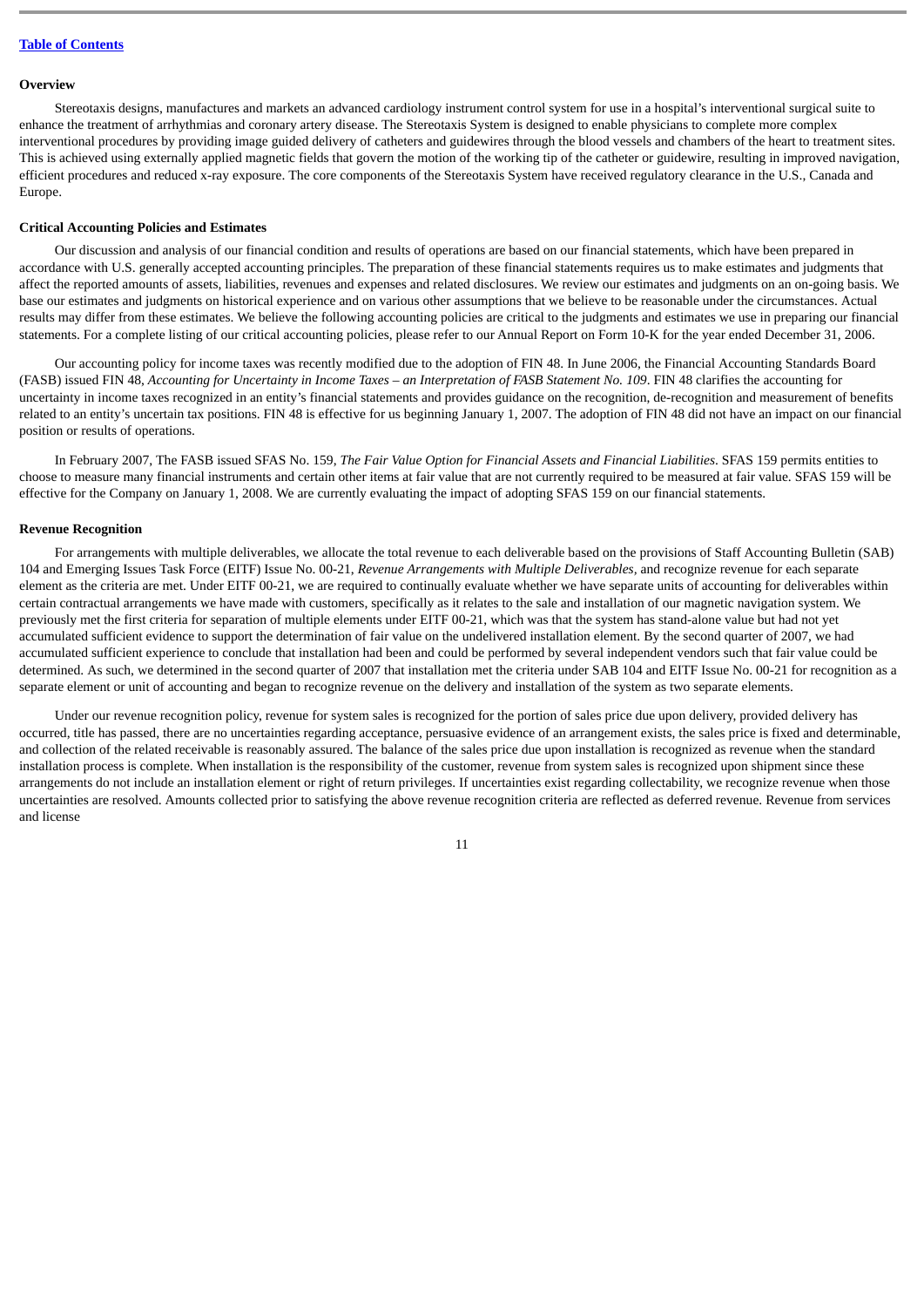**Overview**

Stereotaxis designs, manufactures and markets an advanced cardiology instrument control system for use in a hospital's interventional surgical suite to enhance the treatment of arrhythmias and coronary artery disease. The Stereotaxis System is designed to enable physicians to complete more complex interventional procedures by providing image guided delivery of catheters and guidewires through the blood vessels and chambers of the heart to treatment sites. This is achieved using externally applied magnetic fields that govern the motion of the working tip of the catheter or guidewire, resulting in improved navigation, efficient procedures and reduced x-ray exposure. The core components of the Stereotaxis System have received regulatory clearance in the U.S., Canada and Europe.

**Critical Accounting Policies and Estimates**

Our discussion and analysis of our financial condition and results of operations are based on our financial statements, which have been prepared in accordance with U.S. generally accepted accounting principles. The preparation of these financial statements requires us to make estimates and judgments that affect the reported amounts of assets, liabilities, revenues and expenses and related disclosures. We review our estimates and judgments on an on-going basis. We base our estimates and judgments on historical experience and on various other assumptions that we believe to be reasonable under the circumstances. Actual results may differ from these estimates. We believe the following accounting policies are critical to the judgments and estimates we use in preparing our financial statements. For a complete listing of our critical accounting policies, please refer to our Annual Report on Form 10-K for the year ended December 31, 2006.

Our accounting policy for income taxes was recently modified due to the adoption of FIN 48. In June 2006, the Financial Accounting Standards Board (FASB) issued FIN 48, *Accounting for Uncertainty in Income Taxes – an Interpretation of FASB Statement No. 109*. FIN 48 clarifies the accounting for uncertainty in income taxes recognized in an entity's financial statements and provides guidance on the recognition, de-recognition and measurement of benefits related to an entity's uncertain tax positions. FIN 48 is effective for us beginning January 1, 2007. The adoption of FIN 48 did not have an impact on our financial position or results of operations.

In February 2007, The FASB issued SFAS No. 159, *The Fair Value Option for Financial Assets and Financial Liabilities*. SFAS 159 permits entities to choose to measure many financial instruments and certain other items at fair value that are not currently required to be measured at fair value. SFAS 159 will be effective for the Company on January 1, 2008. We are currently evaluating the impact of adopting SFAS 159 on our financial statements.

**Revenue Recognition**

For arrangements with multiple deliverables, we allocate the total revenue to each deliverable based on the provisions of Staff Accounting Bulletin (SAB) 104 and Emerging Issues Task Force (EITF) Issue No. 00-21, *Revenue Arrangements with Multiple Deliverables*, and recognize revenue for each separate element as the criteria are met. Under EITF 00-21, we are required to continually evaluate whether we have separate units of accounting for deliverables within certain contractual arrangements we have made with customers, specifically as it relates to the sale and installation of our magnetic navigation system. We previously met the first criteria for separation of multiple elements under EITF 00-21, which was that the system has stand-alone value but had not yet accumulated sufficient evidence to support the determination of fair value on the undelivered installation element. By the second quarter of 2007, we had accumulated sufficient experience to conclude that installation had been and could be performed by several independent vendors such that fair value could be determined. As such, we determined in the second quarter of 2007 that installation met the criteria under SAB 104 and EITF Issue No. 00-21 for recognition as a separate element or unit of accounting and began to recognize revenue on the delivery and installation of the system as two separate elements.

Under our revenue recognition policy, revenue for system sales is recognized for the portion of sales price due upon delivery, provided delivery has occurred, title has passed, there are no uncertainties regarding acceptance, persuasive evidence of an arrangement exists, the sales price is fixed and determinable, and collection of the related receivable is reasonably assured. The balance of the sales price due upon installation is recognized as revenue when the standard installation process is complete. When installation is the responsibility of the customer, revenue from system sales is recognized upon shipment since these arrangements do not include an installation element or right of return privileges. If uncertainties exist regarding collectability, we recognize revenue when those uncertainties are resolved. Amounts collected prior to satisfying the above revenue recognition criteria are reflected as deferred revenue. Revenue from services and license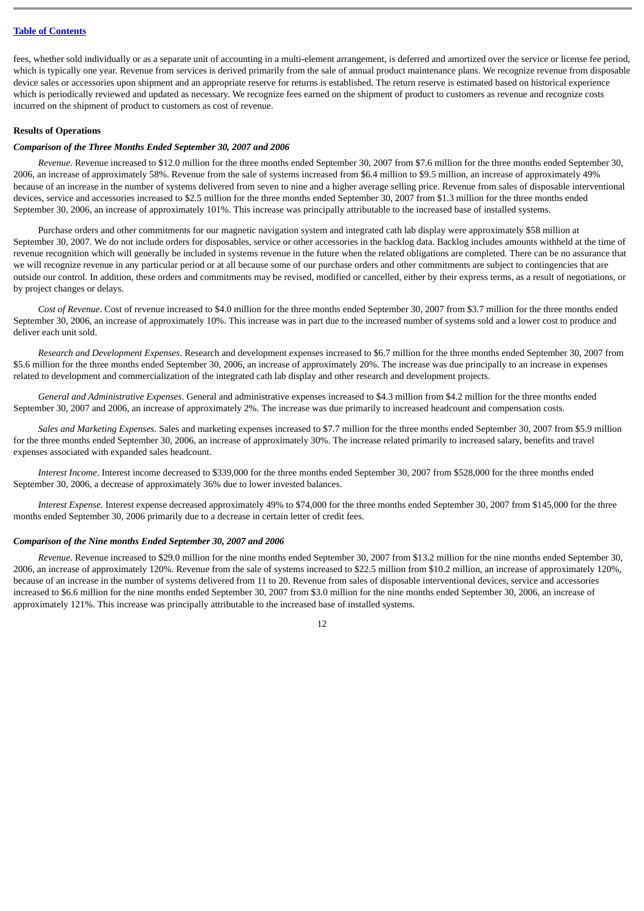fees, whether sold individually or as a separate unit of accounting in a multi-element arrangement, is deferred and amortized over the service or license fee period, which is typically one year. Revenue from services is derived primarily from the sale of annual product maintenance plans. We recognize revenue from disposable device sales or accessories upon shipment and an appropriate reserve for returns is established. The return reserve is estimated based on historical experience which is periodically reviewed and updated as necessary. We recognize fees earned on the shipment of product to customers as revenue and recognize costs incurred on the shipment of product to customers as cost of revenue.

**Results of Operations**

***Comparison of the Three Months Ended September 30, 2007 and 2006***

*Revenue*. Revenue increased to $12.0 million for the three months ended September 30, 2007 from $7.6 million for the three months ended September 30, 2006, an increase of approximately 58%. Revenue from the sale of systems increased from $6.4 million to $9.5 million, an increase of approximately 49% because of an increase in the number of systems delivered from seven to nine and a higher average selling price. Revenue from sales of disposable interventional devices, service and accessories increased to $2.5 million for the three months ended September 30, 2007 from $1.3 million for the three months ended September 30, 2006, an increase of approximately 101%. This increase was principally attributable to the increased base of installed systems.

Purchase orders and other commitments for our magnetic navigation system and integrated cath lab display were approximately $58 million at September 30, 2007. We do not include orders for disposables, service or other accessories in the backlog data. Backlog includes amounts withheld at the time of revenue recognition which will generally be included in systems revenue in the future when the related obligations are completed. There can be no assurance that we will recognize revenue in any particular period or at all because some of our purchase orders and other commitments are subject to contingencies that are outside our control. In addition, these orders and commitments may be revised, modified or cancelled, either by their express terms, as a result of negotiations, or by project changes or delays.

*Cost of Revenue*. Cost of revenue increased to $4.0 million for the three months ended September 30, 2007 from $3.7 million for the three months ended September 30, 2006, an increase of approximately 10%. This increase was in part due to the increased number of systems sold and a lower cost to produce and deliver each unit sold.

*Research and Development Expenses*. Research and development expenses increased to $6.7 million for the three months ended September 30, 2007 from $5.6 million for the three months ended September 30, 2006, an increase of approximately 20%. The increase was due principally to an increase in expenses related to development and commercialization of the integrated cath lab display and other research and development projects.

*General and Administrative Expenses*. General and administrative expenses increased to $4.3 million from $4.2 million for the three months ended September 30, 2007 and 2006, an increase of approximately 2%. The increase was due primarily to increased headcount and compensation costs.

*Sales and Marketing Expenses*. Sales and marketing expenses increased to $7.7 million for the three months ended September 30, 2007 from $5.9 million for the three months ended September 30, 2006, an increase of approximately 30%. The increase related primarily to increased salary, benefits and travel expenses associated with expanded sales headcount.

*Interest Income*. Interest income decreased to $339,000 for the three months ended September 30, 2007 from $528,000 for the three months ended September 30, 2006, a decrease of approximately 36% due to lower invested balances.

*Interest Expense*. Interest expense decreased approximately 49% to $74,000 for the three months ended September 30, 2007 from $145,000 for the three months ended September 30, 2006 primarily due to a decrease in certain letter of credit fees.

***Comparison of the Nine months Ended September 30, 2007 and 2006***

*Revenue*. Revenue increased to $29.0 million for the nine months ended September 30, 2007 from $13.2 million for the nine months ended September 30, 2006, an increase of approximately 120%. Revenue from the sale of systems increased to $22.5 million from $10.2 million, an increase of approximately 120%, because of an increase in the number of systems delivered from 11 to 20. Revenue from sales of disposable interventional devices, service and accessories increased to $6.6 million for the nine months ended September 30, 2007 from $3.0 million for the nine months ended September 30, 2006, an increase of approximately 121%. This increase was principally attributable to the increased base of installed systems.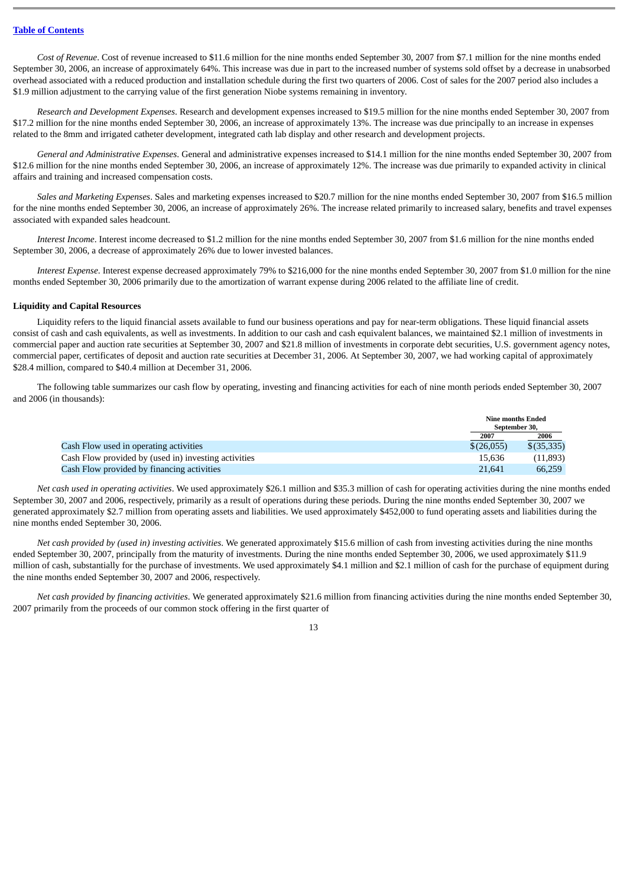*Cost of Revenue*. Cost of revenue increased to $11.6 million for the nine months ended September 30, 2007 from $7.1 million for the nine months ended September 30, 2006, an increase of approximately 64%. This increase was due in part to the increased number of systems sold offset by a decrease in unabsorbed overhead associated with a reduced production and installation schedule during the first two quarters of 2006. Cost of sales for the 2007 period also includes a $1.9 million adjustment to the carrying value of the first generation Niobe systems remaining in inventory.

*Research and Development Expenses*. Research and development expenses increased to $19.5 million for the nine months ended September 30, 2007 from $17.2 million for the nine months ended September 30, 2006, an increase of approximately 13%. The increase was due principally to an increase in expenses related to the 8mm and irrigated catheter development, integrated cath lab display and other research and development projects.

*General and Administrative Expenses*. General and administrative expenses increased to $14.1 million for the nine months ended September 30, 2007 from $12.6 million for the nine months ended September 30, 2006, an increase of approximately 12%. The increase was due primarily to expanded activity in clinical affairs and training and increased compensation costs.

*Sales and Marketing Expenses*. Sales and marketing expenses increased to $20.7 million for the nine months ended September 30, 2007 from $16.5 million for the nine months ended September 30, 2006, an increase of approximately 26%. The increase related primarily to increased salary, benefits and travel expenses associated with expanded sales headcount.

*Interest Income*. Interest income decreased to $1.2 million for the nine months ended September 30, 2007 from $1.6 million for the nine months ended September 30, 2006, a decrease of approximately 26% due to lower invested balances.

*Interest Expense*. Interest expense decreased approximately 79% to $216,000 for the nine months ended September 30, 2007 from $1.0 million for the nine months ended September 30, 2006 primarily due to the amortization of warrant expense during 2006 related to the affiliate line of credit.

**Liquidity and Capital Resources**

Liquidity refers to the liquid financial assets available to fund our business operations and pay for near-term obligations. These liquid financial assets consist of cash and cash equivalents, as well as investments. In addition to our cash and cash equivalent balances, we maintained $2.1 million of investments in commercial paper and auction rate securities at September 30, 2007 and $21.8 million of investments in corporate debt securities, U.S. government agency notes, commercial paper, certificates of deposit and auction rate securities at December 31, 2006. At September 30, 2007, we had working capital of approximately $28.4 million, compared to $40.4 million at December 31, 2006.

The following table summarizes our cash flow by operating, investing and financing activities for each of nine month periods ended September 30, 2007 and 2006 (in thousands):

| | Nine months Ended September 30, | |
|---|---|---|
| | 2007 | 2006 |
| Cash Flow used in operating activities | $(26,055) | $(35,335) |
| Cash Flow provided by (used in) investing activities | 15,636 | (11,893) |
| Cash Flow provided by financing activities | 21,641 | 66,259 |

*Net cash used in operating activities*. We used approximately $26.1 million and $35.3 million of cash for operating activities during the nine months ended September 30, 2007 and 2006, respectively, primarily as a result of operations during these periods. During the nine months ended September 30, 2007 we generated approximately $2.7 million from operating assets and liabilities. We used approximately $452,000 to fund operating assets and liabilities during the nine months ended September 30, 2006.

*Net cash provided by (used in) investing activities*. We generated approximately $15.6 million of cash from investing activities during the nine months ended September 30, 2007, principally from the maturity of investments. During the nine months ended September 30, 2006, we used approximately $11.9 million of cash, substantially for the purchase of investments. We used approximately $4.1 million and $2.1 million of cash for the purchase of equipment during the nine months ended September 30, 2007 and 2006, respectively.

*Net cash provided by financing activities*. We generated approximately $21.6 million from financing activities during the nine months ended September 30, 2007 primarily from the proceeds of our common stock offering in the first quarter of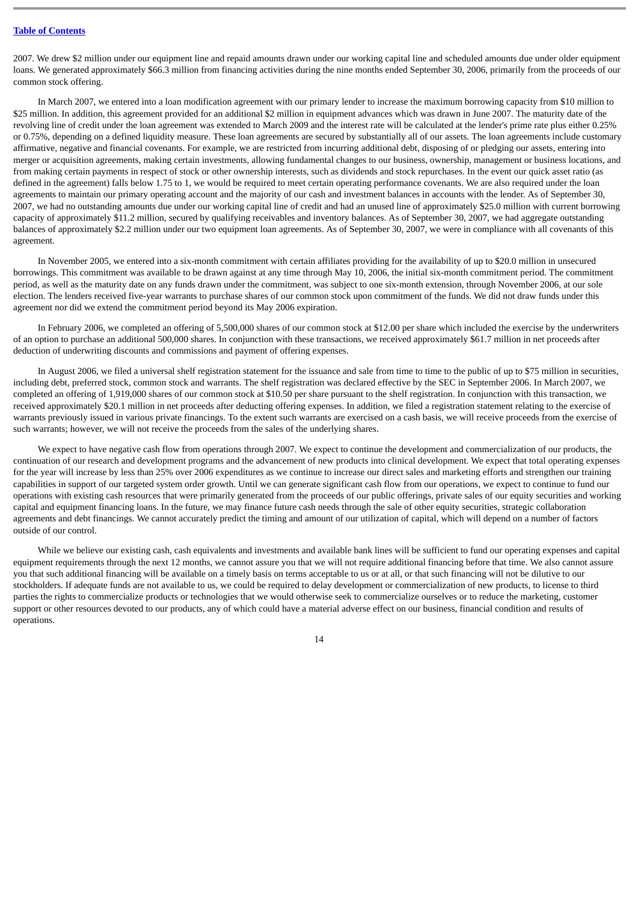2007. We drew $2 million under our equipment line and repaid amounts drawn under our working capital line and scheduled amounts due under older equipment loans. We generated approximately $66.3 million from financing activities during the nine months ended September 30, 2006, primarily from the proceeds of our common stock offering.

In March 2007, we entered into a loan modification agreement with our primary lender to increase the maximum borrowing capacity from $10 million to $25 million. In addition, this agreement provided for an additional $2 million in equipment advances which was drawn in June 2007. The maturity date of the revolving line of credit under the loan agreement was extended to March 2009 and the interest rate will be calculated at the lender's prime rate plus either 0.25% or 0.75%, depending on a defined liquidity measure. These loan agreements are secured by substantially all of our assets. The loan agreements include customary affirmative, negative and financial covenants. For example, we are restricted from incurring additional debt, disposing of or pledging our assets, entering into merger or acquisition agreements, making certain investments, allowing fundamental changes to our business, ownership, management or business locations, and from making certain payments in respect of stock or other ownership interests, such as dividends and stock repurchases. In the event our quick asset ratio (as defined in the agreement) falls below 1.75 to 1, we would be required to meet certain operating performance covenants. We are also required under the loan agreements to maintain our primary operating account and the majority of our cash and investment balances in accounts with the lender. As of September 30, 2007, we had no outstanding amounts due under our working capital line of credit and had an unused line of approximately $25.0 million with current borrowing capacity of approximately $11.2 million, secured by qualifying receivables and inventory balances. As of September 30, 2007, we had aggregate outstanding balances of approximately $2.2 million under our two equipment loan agreements. As of September 30, 2007, we were in compliance with all covenants of this agreement.

In November 2005, we entered into a six-month commitment with certain affiliates providing for the availability of up to $20.0 million in unsecured borrowings. This commitment was available to be drawn against at any time through May 10, 2006, the initial six-month commitment period. The commitment period, as well as the maturity date on any funds drawn under the commitment, was subject to one six-month extension, through November 2006, at our sole election. The lenders received five-year warrants to purchase shares of our common stock upon commitment of the funds. We did not draw funds under this agreement nor did we extend the commitment period beyond its May 2006 expiration.

In February 2006, we completed an offering of 5,500,000 shares of our common stock at $12.00 per share which included the exercise by the underwriters of an option to purchase an additional 500,000 shares. In conjunction with these transactions, we received approximately $61.7 million in net proceeds after deduction of underwriting discounts and commissions and payment of offering expenses.

In August 2006, we filed a universal shelf registration statement for the issuance and sale from time to time to the public of up to $75 million in securities, including debt, preferred stock, common stock and warrants. The shelf registration was declared effective by the SEC in September 2006. In March 2007, we completed an offering of 1,919,000 shares of our common stock at $10.50 per share pursuant to the shelf registration. In conjunction with this transaction, we received approximately $20.1 million in net proceeds after deducting offering expenses. In addition, we filed a registration statement relating to the exercise of warrants previously issued in various private financings. To the extent such warrants are exercised on a cash basis, we will receive proceeds from the exercise of such warrants; however, we will not receive the proceeds from the sales of the underlying shares.

We expect to have negative cash flow from operations through 2007. We expect to continue the development and commercialization of our products, the continuation of our research and development programs and the advancement of new products into clinical development. We expect that total operating expenses for the year will increase by less than 25% over 2006 expenditures as we continue to increase our direct sales and marketing efforts and strengthen our training capabilities in support of our targeted system order growth. Until we can generate significant cash flow from our operations, we expect to continue to fund our operations with existing cash resources that were primarily generated from the proceeds of our public offerings, private sales of our equity securities and working capital and equipment financing loans. In the future, we may finance future cash needs through the sale of other equity securities, strategic collaboration agreements and debt financings. We cannot accurately predict the timing and amount of our utilization of capital, which will depend on a number of factors outside of our control.

While we believe our existing cash, cash equivalents and investments and available bank lines will be sufficient to fund our operating expenses and capital equipment requirements through the next 12 months, we cannot assure you that we will not require additional financing before that time. We also cannot assure you that such additional financing will be available on a timely basis on terms acceptable to us or at all, or that such financing will not be dilutive to our stockholders. If adequate funds are not available to us, we could be required to delay development or commercialization of new products, to license to third parties the rights to commercialize products or technologies that we would otherwise seek to commercialize ourselves or to reduce the marketing, customer support or other resources devoted to our products, any of which could have a material adverse effect on our business, financial condition and results of operations.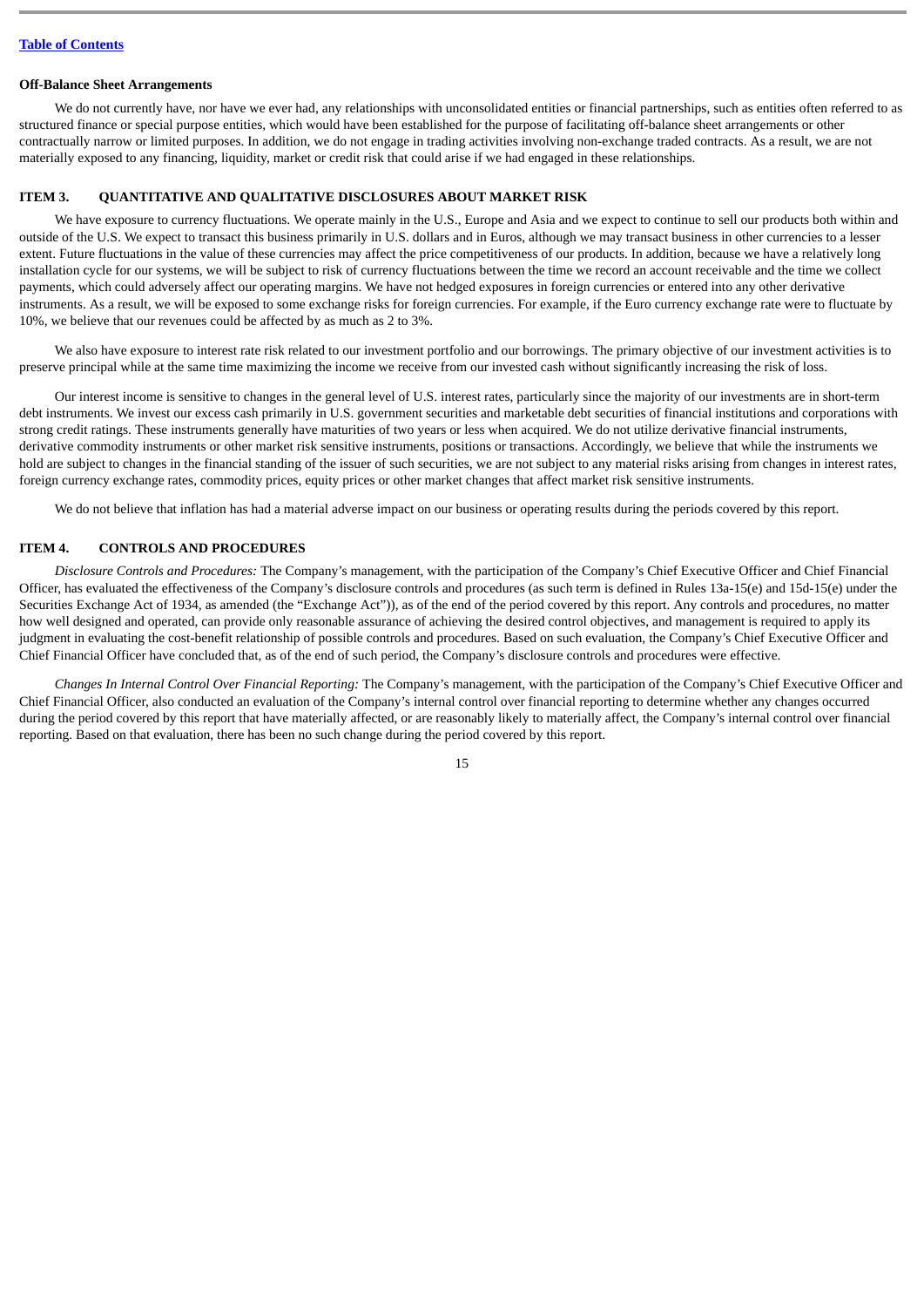**Off-Balance Sheet Arrangements**

We do not currently have, nor have we ever had, any relationships with unconsolidated entities or financial partnerships, such as entities often referred to as structured finance or special purpose entities, which would have been established for the purpose of facilitating off-balance sheet arrangements or other contractually narrow or limited purposes. In addition, we do not engage in trading activities involving non-exchange traded contracts. As a result, we are not materially exposed to any financing, liquidity, market or credit risk that could arise if we had engaged in these relationships.

## ITEM 3. QUANTITATIVE AND QUALITATIVE DISCLOSURES ABOUT MARKET RISK

We have exposure to currency fluctuations. We operate mainly in the U.S., Europe and Asia and we expect to continue to sell our products both within and outside of the U.S. We expect to transact this business primarily in U.S. dollars and in Euros, although we may transact business in other currencies to a lesser extent. Future fluctuations in the value of these currencies may affect the price competitiveness of our products. In addition, because we have a relatively long installation cycle for our systems, we will be subject to risk of currency fluctuations between the time we record an account receivable and the time we collect payments, which could adversely affect our operating margins. We have not hedged exposures in foreign currencies or entered into any other derivative instruments. As a result, we will be exposed to some exchange risks for foreign currencies. For example, if the Euro currency exchange rate were to fluctuate by 10%, we believe that our revenues could be affected by as much as 2 to 3%.

We also have exposure to interest rate risk related to our investment portfolio and our borrowings. The primary objective of our investment activities is to preserve principal while at the same time maximizing the income we receive from our invested cash without significantly increasing the risk of loss.

Our interest income is sensitive to changes in the general level of U.S. interest rates, particularly since the majority of our investments are in short-term debt instruments. We invest our excess cash primarily in U.S. government securities and marketable debt securities of financial institutions and corporations with strong credit ratings. These instruments generally have maturities of two years or less when acquired. We do not utilize derivative financial instruments, derivative commodity instruments or other market risk sensitive instruments, positions or transactions. Accordingly, we believe that while the instruments we hold are subject to changes in the financial standing of the issuer of such securities, we are not subject to any material risks arising from changes in interest rates, foreign currency exchange rates, commodity prices, equity prices or other market changes that affect market risk sensitive instruments.

We do not believe that inflation has had a material adverse impact on our business or operating results during the periods covered by this report.

## ITEM 4. CONTROLS AND PROCEDURES

*Disclosure Controls and Procedures:* The Company's management, with the participation of the Company's Chief Executive Officer and Chief Financial Officer, has evaluated the effectiveness of the Company's disclosure controls and procedures (as such term is defined in Rules 13a-15(e) and 15d-15(e) under the Securities Exchange Act of 1934, as amended (the "Exchange Act")), as of the end of the period covered by this report. Any controls and procedures, no matter how well designed and operated, can provide only reasonable assurance of achieving the desired control objectives, and management is required to apply its judgment in evaluating the cost-benefit relationship of possible controls and procedures. Based on such evaluation, the Company's Chief Executive Officer and Chief Financial Officer have concluded that, as of the end of such period, the Company's disclosure controls and procedures were effective.

*Changes In Internal Control Over Financial Reporting:* The Company's management, with the participation of the Company's Chief Executive Officer and Chief Financial Officer, also conducted an evaluation of the Company's internal control over financial reporting to determine whether any changes occurred during the period covered by this report that have materially affected, or are reasonably likely to materially affect, the Company's internal control over financial reporting. Based on that evaluation, there has been no such change during the period covered by this report.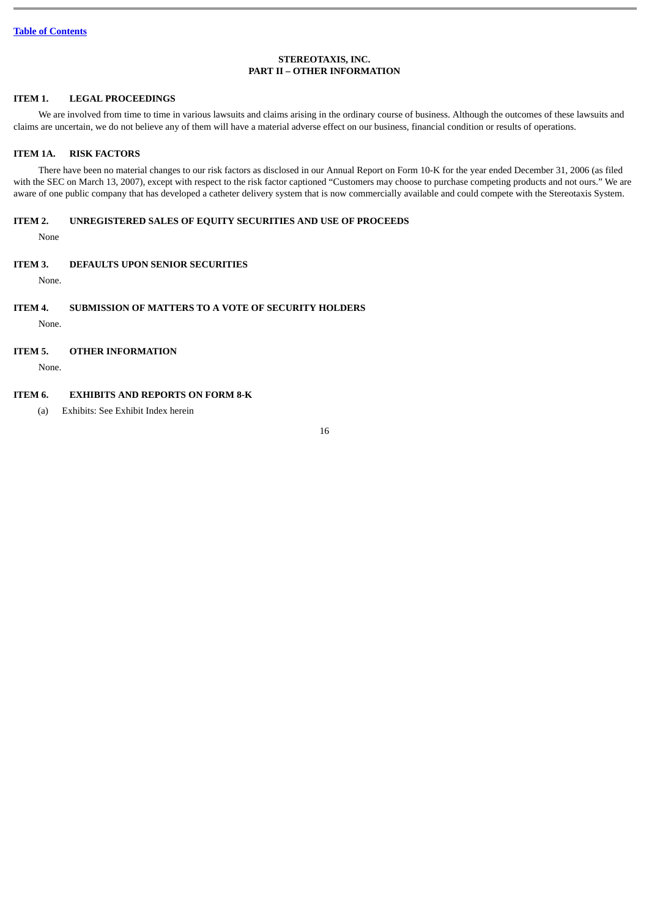**STEREOTAXIS, INC.**
**PART II – OTHER INFORMATION**

## ITEM 1. LEGAL PROCEEDINGS

We are involved from time to time in various lawsuits and claims arising in the ordinary course of business. Although the outcomes of these lawsuits and claims are uncertain, we do not believe any of them will have a material adverse effect on our business, financial condition or results of operations.

## ITEM 1A. RISK FACTORS

There have been no material changes to our risk factors as disclosed in our Annual Report on Form 10-K for the year ended December 31, 2006 (as filed with the SEC on March 13, 2007), except with respect to the risk factor captioned "Customers may choose to purchase competing products and not ours." We are aware of one public company that has developed a catheter delivery system that is now commercially available and could compete with the Stereotaxis System.

## ITEM 2. UNREGISTERED SALES OF EQUITY SECURITIES AND USE OF PROCEEDS

None

## ITEM 3. DEFAULTS UPON SENIOR SECURITIES

None.

## ITEM 4. SUBMISSION OF MATTERS TO A VOTE OF SECURITY HOLDERS

None.

## ITEM 5. OTHER INFORMATION

None.

## ITEM 6. EXHIBITS AND REPORTS ON FORM 8-K

(a) Exhibits: See Exhibit Index herein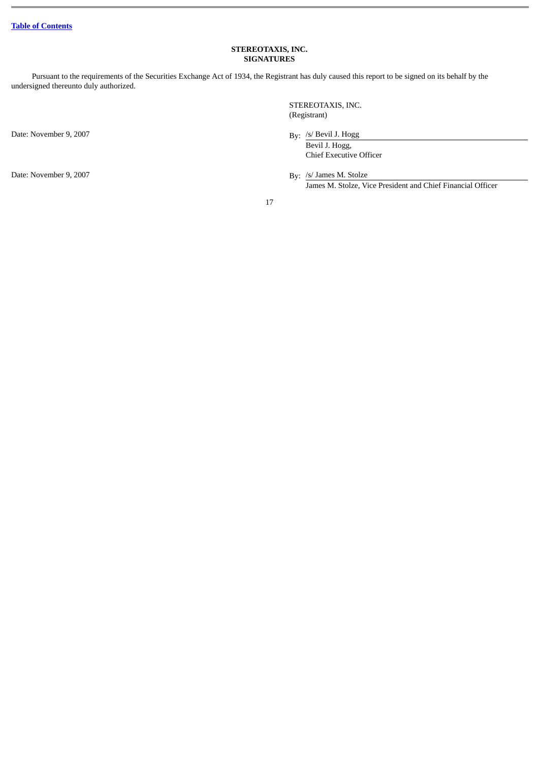[Table of Contents](#)

**STEREOTAXIS, INC.**
**SIGNATURES**

Pursuant to the requirements of the Securities Exchange Act of 1934, the Registrant has duly caused this report to be signed on its behalf by the undersigned thereunto duly authorized.

STEREOTAXIS, INC.
(Registrant)

| | |
|---|---|
| Date: November 9, 2007 | By: /s/ Bevil J. Hogg<br>Bevil J. Hogg,<br>Chief Executive Officer |
| Date: November 9, 2007 | By: /s/ James M. Stolze<br>James M. Stolze, Vice President and Chief Financial Officer |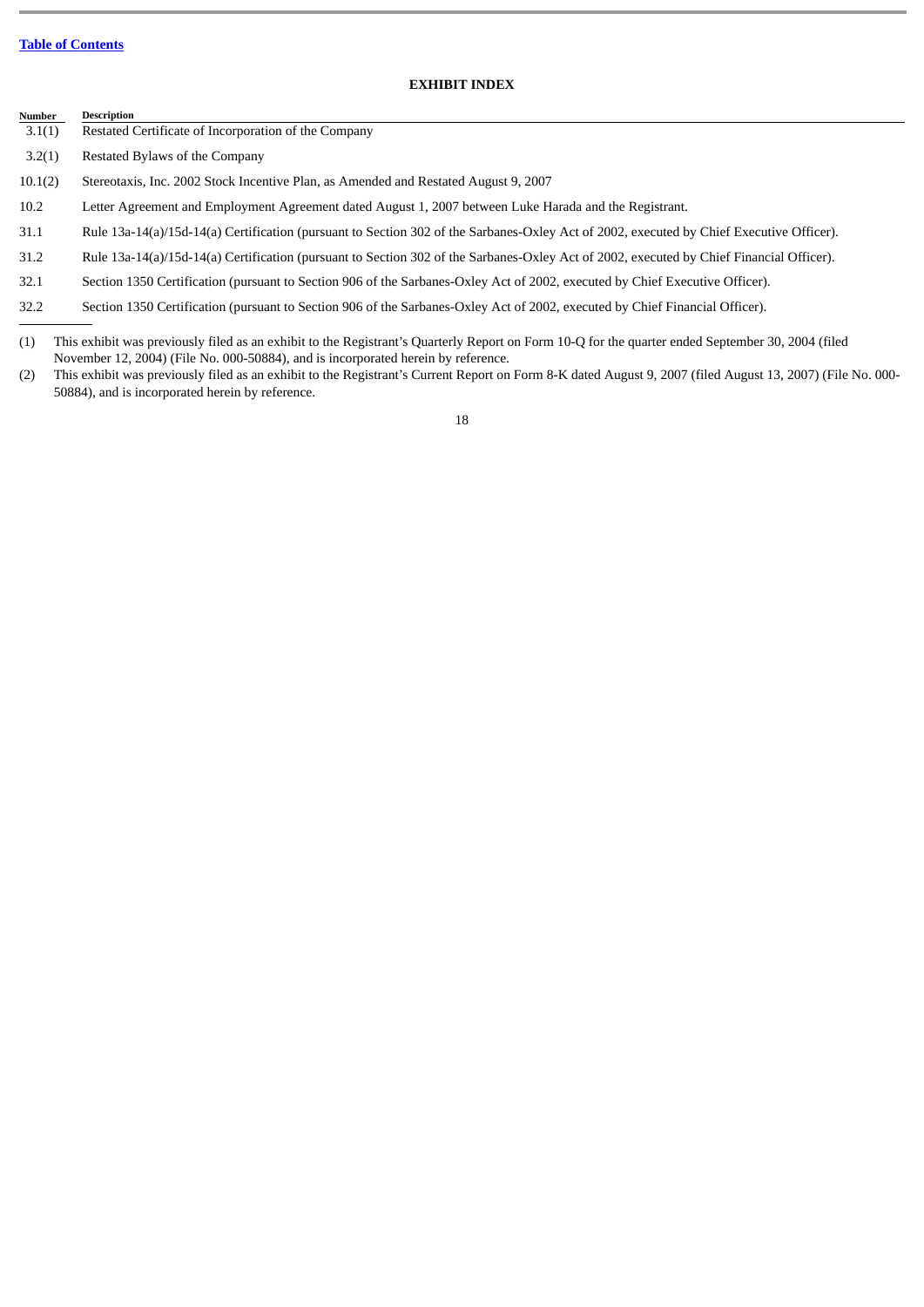[Table of Contents]

## EXHIBIT INDEX

| Number | Description |
|---|---|
| 3.1(1) | Restated Certificate of Incorporation of the Company |
| 3.2(1) | Restated Bylaws of the Company |
| 10.1(2) | Stereotaxis, Inc. 2002 Stock Incentive Plan, as Amended and Restated August 9, 2007 |
| 10.2 | Letter Agreement and Employment Agreement dated August 1, 2007 between Luke Harada and the Registrant. |
| 31.1 | Rule 13a-14(a)/15d-14(a) Certification (pursuant to Section 302 of the Sarbanes-Oxley Act of 2002, executed by Chief Executive Officer). |
| 31.2 | Rule 13a-14(a)/15d-14(a) Certification (pursuant to Section 302 of the Sarbanes-Oxley Act of 2002, executed by Chief Financial Officer). |
| 32.1 | Section 1350 Certification (pursuant to Section 906 of the Sarbanes-Oxley Act of 2002, executed by Chief Executive Officer). |
| 32.2 | Section 1350 Certification (pursuant to Section 906 of the Sarbanes-Oxley Act of 2002, executed by Chief Financial Officer). |

(1) This exhibit was previously filed as an exhibit to the Registrant's Quarterly Report on Form 10-Q for the quarter ended September 30, 2004 (filed November 12, 2004) (File No. 000-50884), and is incorporated herein by reference.

(2) This exhibit was previously filed as an exhibit to the Registrant's Current Report on Form 8-K dated August 9, 2007 (filed August 13, 2007) (File No. 000-50884), and is incorporated herein by reference.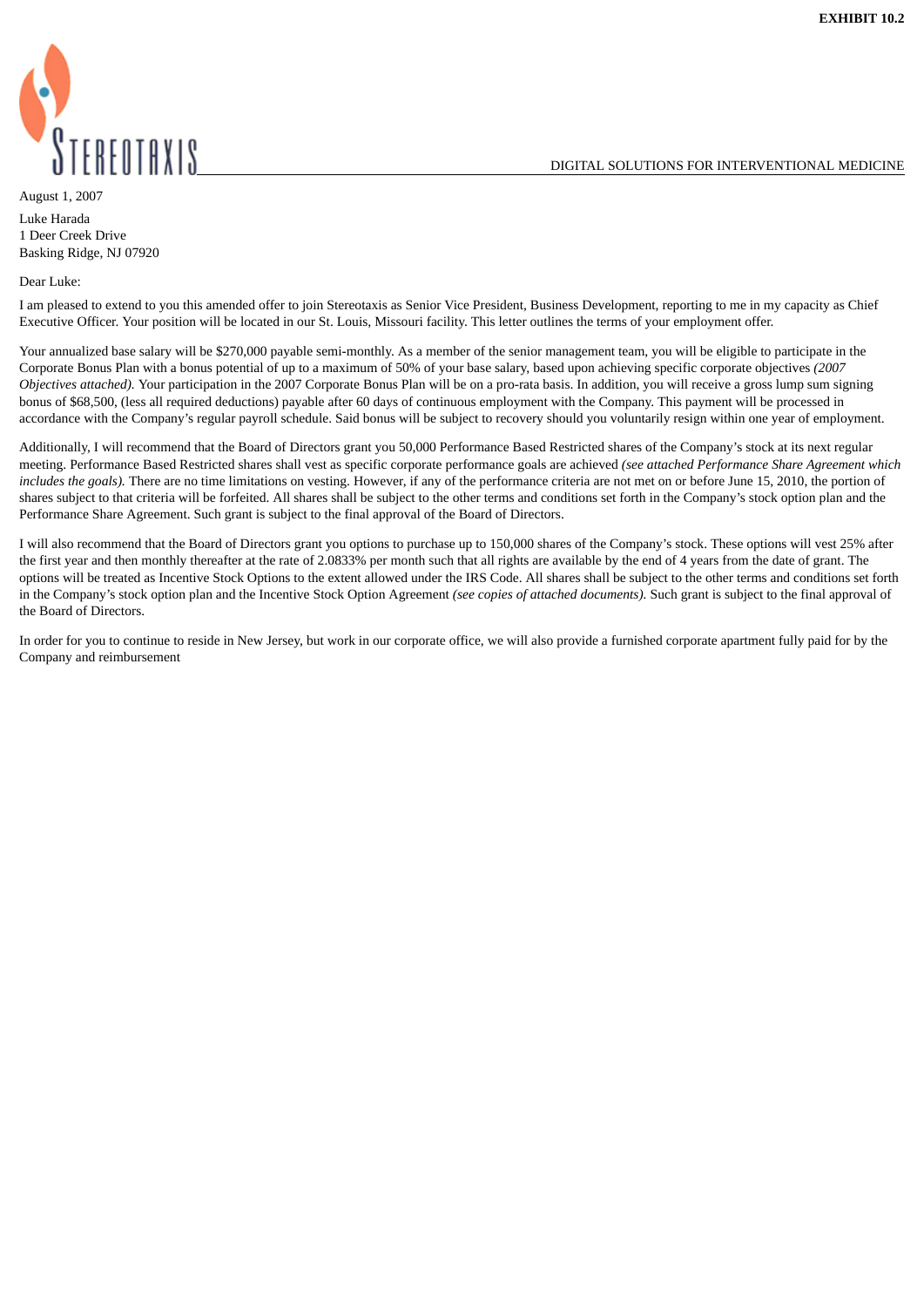**EXHIBIT 10.2**

STEREOTAXIS

DIGITAL SOLUTIONS FOR INTERVENTIONAL MEDICINE

August 1, 2007

Luke Harada
1 Deer Creek Drive
Basking Ridge, NJ 07920

Dear Luke:

I am pleased to extend to you this amended offer to join Stereotaxis as Senior Vice President, Business Development, reporting to me in my capacity as Chief Executive Officer. Your position will be located in our St. Louis, Missouri facility. This letter outlines the terms of your employment offer.

Your annualized base salary will be $270,000 payable semi-monthly. As a member of the senior management team, you will be eligible to participate in the Corporate Bonus Plan with a bonus potential of up to a maximum of 50% of your base salary, based upon achieving specific corporate objectives *(2007 Objectives attached).* Your participation in the 2007 Corporate Bonus Plan will be on a pro-rata basis. In addition, you will receive a gross lump sum signing bonus of $68,500, (less all required deductions) payable after 60 days of continuous employment with the Company. This payment will be processed in accordance with the Company's regular payroll schedule. Said bonus will be subject to recovery should you voluntarily resign within one year of employment.

Additionally, I will recommend that the Board of Directors grant you 50,000 Performance Based Restricted shares of the Company's stock at its next regular meeting. Performance Based Restricted shares shall vest as specific corporate performance goals are achieved *(see attached Performance Share Agreement which includes the goals).* There are no time limitations on vesting. However, if any of the performance criteria are not met on or before June 15, 2010, the portion of shares subject to that criteria will be forfeited. All shares shall be subject to the other terms and conditions set forth in the Company's stock option plan and the Performance Share Agreement. Such grant is subject to the final approval of the Board of Directors.

I will also recommend that the Board of Directors grant you options to purchase up to 150,000 shares of the Company's stock. These options will vest 25% after the first year and then monthly thereafter at the rate of 2.0833% per month such that all rights are available by the end of 4 years from the date of grant. The options will be treated as Incentive Stock Options to the extent allowed under the IRS Code. All shares shall be subject to the other terms and conditions set forth in the Company's stock option plan and the Incentive Stock Option Agreement *(see copies of attached documents).* Such grant is subject to the final approval of the Board of Directors.

In order for you to continue to reside in New Jersey, but work in our corporate office, we will also provide a furnished corporate apartment fully paid for by the Company and reimbursement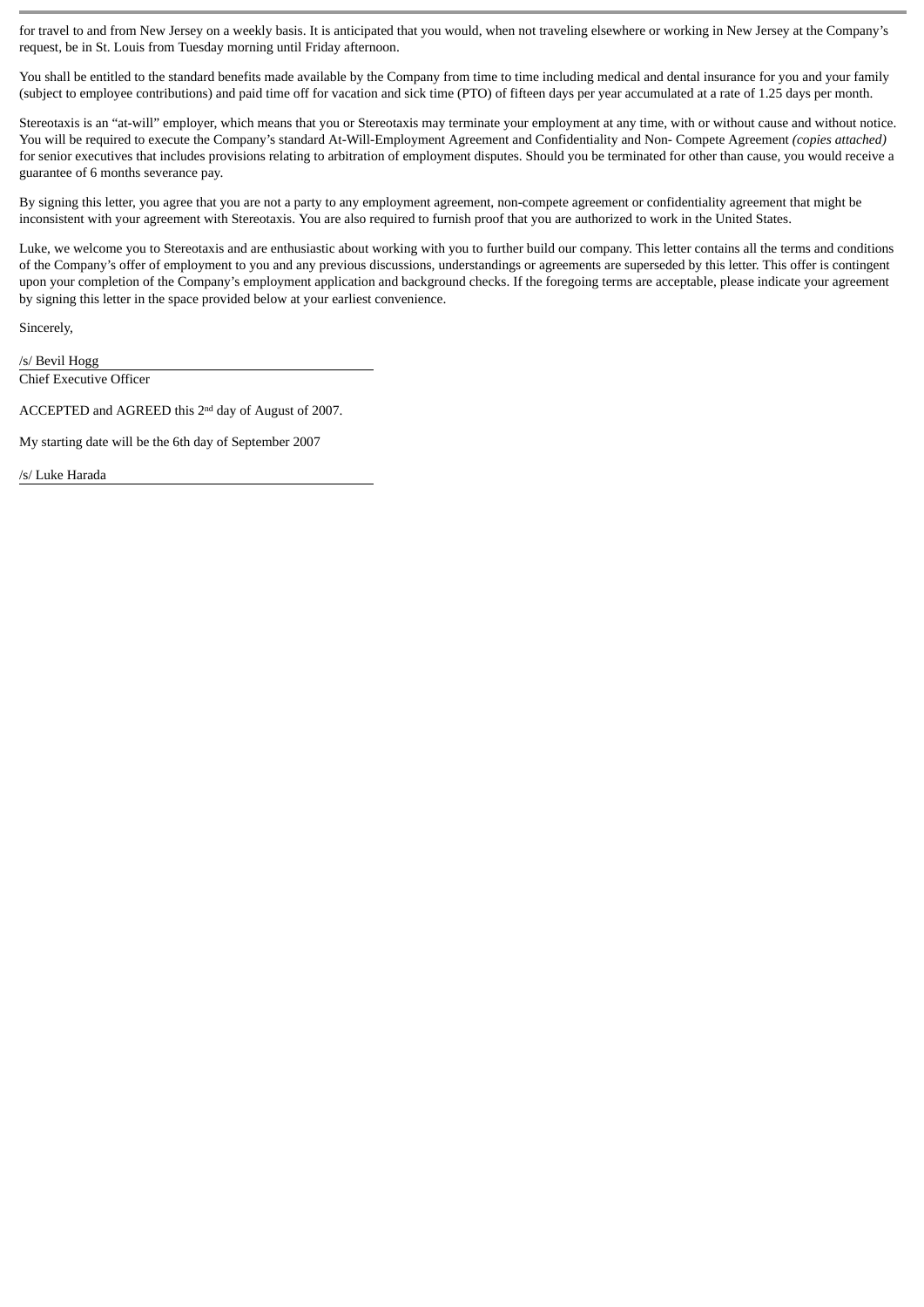for travel to and from New Jersey on a weekly basis. It is anticipated that you would, when not traveling elsewhere or working in New Jersey at the Company's request, be in St. Louis from Tuesday morning until Friday afternoon.

You shall be entitled to the standard benefits made available by the Company from time to time including medical and dental insurance for you and your family (subject to employee contributions) and paid time off for vacation and sick time (PTO) of fifteen days per year accumulated at a rate of 1.25 days per month.

Stereotaxis is an "at-will" employer, which means that you or Stereotaxis may terminate your employment at any time, with or without cause and without notice. You will be required to execute the Company's standard At-Will-Employment Agreement and Confidentiality and Non- Compete Agreement *(copies attached)* for senior executives that includes provisions relating to arbitration of employment disputes. Should you be terminated for other than cause, you would receive a guarantee of 6 months severance pay.

By signing this letter, you agree that you are not a party to any employment agreement, non-compete agreement or confidentiality agreement that might be inconsistent with your agreement with Stereotaxis. You are also required to furnish proof that you are authorized to work in the United States.

Luke, we welcome you to Stereotaxis and are enthusiastic about working with you to further build our company. This letter contains all the terms and conditions of the Company's offer of employment to you and any previous discussions, understandings or agreements are superseded by this letter. This offer is contingent upon your completion of the Company's employment application and background checks. If the foregoing terms are acceptable, please indicate your agreement by signing this letter in the space provided below at your earliest convenience.

Sincerely,

/s/ Bevil Hogg

Chief Executive Officer

ACCEPTED and AGREED this 2nd day of August of 2007.

My starting date will be the 6th day of September 2007

/s/ Luke Harada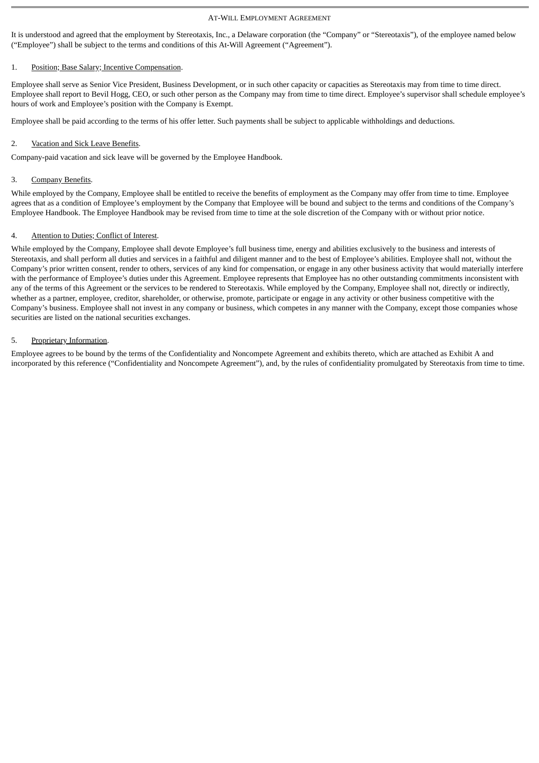# AT-WILL EMPLOYMENT AGREEMENT

It is understood and agreed that the employment by Stereotaxis, Inc., a Delaware corporation (the "Company" or "Stereotaxis"), of the employee named below ("Employee") shall be subject to the terms and conditions of this At-Will Agreement ("Agreement").

1. <u>Position; Base Salary; Incentive Compensation</u>.

Employee shall serve as Senior Vice President, Business Development, or in such other capacity or capacities as Stereotaxis may from time to time direct. Employee shall report to Bevil Hogg, CEO, or such other person as the Company may from time to time direct. Employee's supervisor shall schedule employee's hours of work and Employee's position with the Company is Exempt.

Employee shall be paid according to the terms of his offer letter. Such payments shall be subject to applicable withholdings and deductions.

2. <u>Vacation and Sick Leave Benefits</u>.

Company-paid vacation and sick leave will be governed by the Employee Handbook.

3. <u>Company Benefits</u>.

While employed by the Company, Employee shall be entitled to receive the benefits of employment as the Company may offer from time to time. Employee agrees that as a condition of Employee's employment by the Company that Employee will be bound and subject to the terms and conditions of the Company's Employee Handbook. The Employee Handbook may be revised from time to time at the sole discretion of the Company with or without prior notice.

4. <u>Attention to Duties; Conflict of Interest</u>.

While employed by the Company, Employee shall devote Employee's full business time, energy and abilities exclusively to the business and interests of Stereotaxis, and shall perform all duties and services in a faithful and diligent manner and to the best of Employee's abilities. Employee shall not, without the Company's prior written consent, render to others, services of any kind for compensation, or engage in any other business activity that would materially interfere with the performance of Employee's duties under this Agreement. Employee represents that Employee has no other outstanding commitments inconsistent with any of the terms of this Agreement or the services to be rendered to Stereotaxis. While employed by the Company, Employee shall not, directly or indirectly, whether as a partner, employee, creditor, shareholder, or otherwise, promote, participate or engage in any activity or other business competitive with the Company's business. Employee shall not invest in any company or business, which competes in any manner with the Company, except those companies whose securities are listed on the national securities exchanges.

5. <u>Proprietary Information</u>.

Employee agrees to be bound by the terms of the Confidentiality and Noncompete Agreement and exhibits thereto, which are attached as Exhibit A and incorporated by this reference ("Confidentiality and Noncompete Agreement"), and, by the rules of confidentiality promulgated by Stereotaxis from time to time.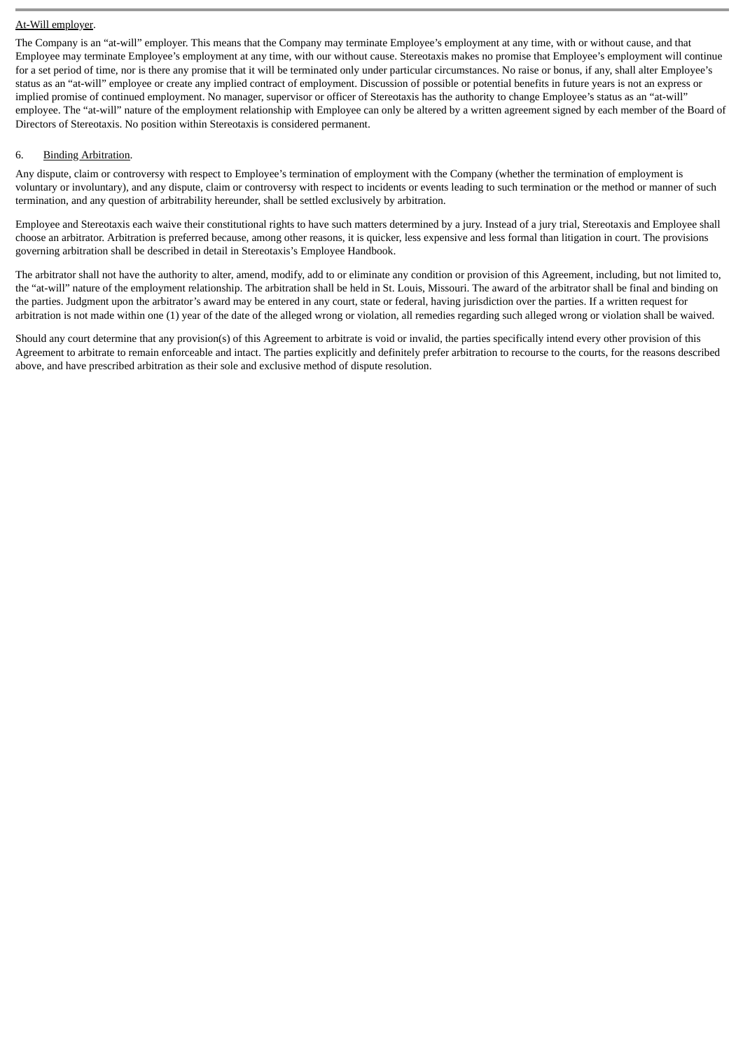<u>At-Will employer</u>.

The Company is an “at-will” employer. This means that the Company may terminate Employee’s employment at any time, with or without cause, and that Employee may terminate Employee’s employment at any time, with our without cause. Stereotaxis makes no promise that Employee’s employment will continue for a set period of time, nor is there any promise that it will be terminated only under particular circumstances. No raise or bonus, if any, shall alter Employee’s status as an “at-will” employee or create any implied contract of employment. Discussion of possible or potential benefits in future years is not an express or implied promise of continued employment. No manager, supervisor or officer of Stereotaxis has the authority to change Employee’s status as an “at-will” employee. The “at-will” nature of the employment relationship with Employee can only be altered by a written agreement signed by each member of the Board of Directors of Stereotaxis. No position within Stereotaxis is considered permanent.

6. <u>Binding Arbitration</u>.

Any dispute, claim or controversy with respect to Employee’s termination of employment with the Company (whether the termination of employment is voluntary or involuntary), and any dispute, claim or controversy with respect to incidents or events leading to such termination or the method or manner of such termination, and any question of arbitrability hereunder, shall be settled exclusively by arbitration.

Employee and Stereotaxis each waive their constitutional rights to have such matters determined by a jury. Instead of a jury trial, Stereotaxis and Employee shall choose an arbitrator. Arbitration is preferred because, among other reasons, it is quicker, less expensive and less formal than litigation in court. The provisions governing arbitration shall be described in detail in Stereotaxis’s Employee Handbook.

The arbitrator shall not have the authority to alter, amend, modify, add to or eliminate any condition or provision of this Agreement, including, but not limited to, the “at-will” nature of the employment relationship. The arbitration shall be held in St. Louis, Missouri. The award of the arbitrator shall be final and binding on the parties. Judgment upon the arbitrator’s award may be entered in any court, state or federal, having jurisdiction over the parties. If a written request for arbitration is not made within one (1) year of the date of the alleged wrong or violation, all remedies regarding such alleged wrong or violation shall be waived.

Should any court determine that any provision(s) of this Agreement to arbitrate is void or invalid, the parties specifically intend every other provision of this Agreement to arbitrate to remain enforceable and intact. The parties explicitly and definitely prefer arbitration to recourse to the courts, for the reasons described above, and have prescribed arbitration as their sole and exclusive method of dispute resolution.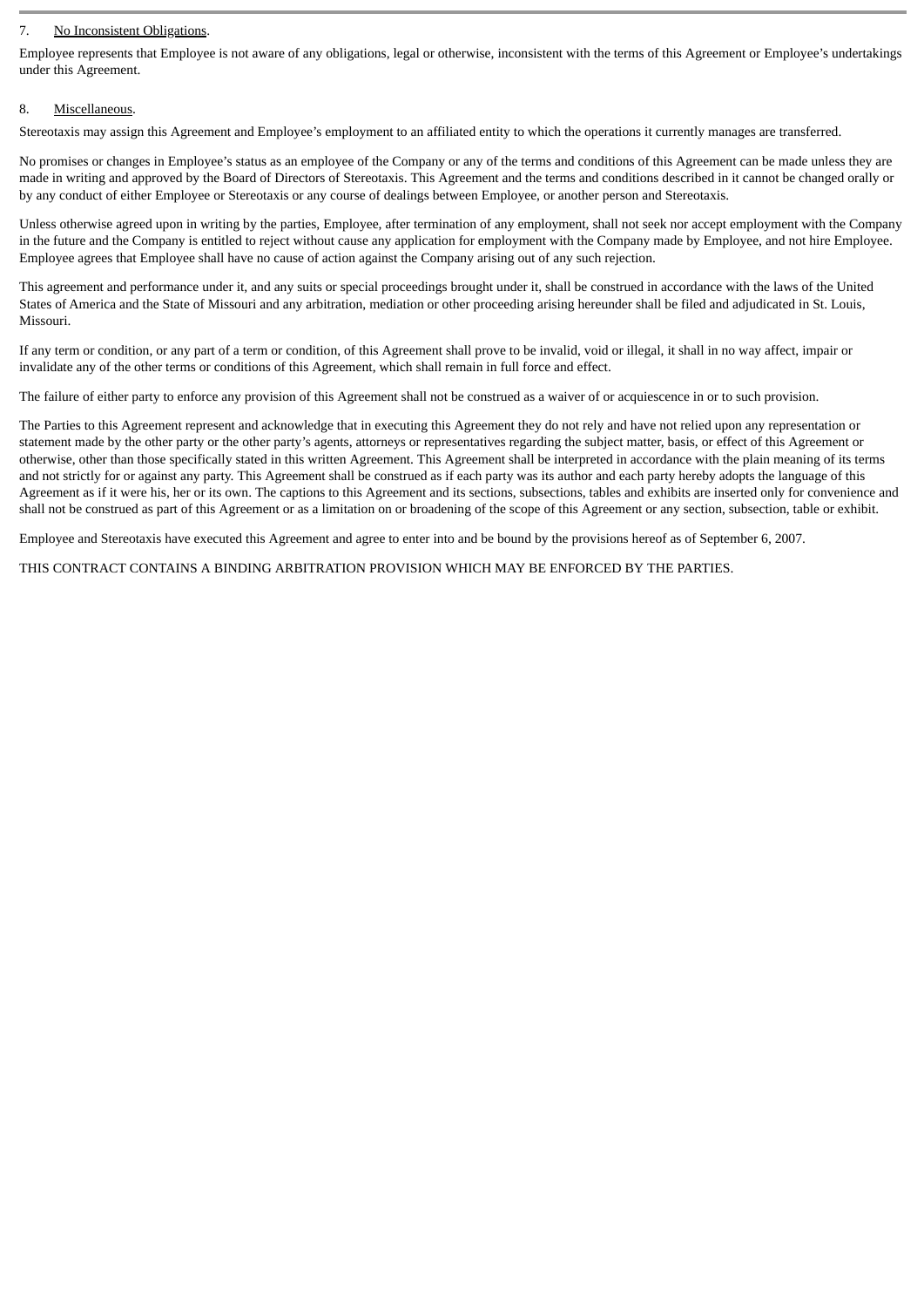7. No Inconsistent Obligations.

Employee represents that Employee is not aware of any obligations, legal or otherwise, inconsistent with the terms of this Agreement or Employee's undertakings under this Agreement.

8. Miscellaneous.

Stereotaxis may assign this Agreement and Employee's employment to an affiliated entity to which the operations it currently manages are transferred.

No promises or changes in Employee's status as an employee of the Company or any of the terms and conditions of this Agreement can be made unless they are made in writing and approved by the Board of Directors of Stereotaxis. This Agreement and the terms and conditions described in it cannot be changed orally or by any conduct of either Employee or Stereotaxis or any course of dealings between Employee, or another person and Stereotaxis.

Unless otherwise agreed upon in writing by the parties, Employee, after termination of any employment, shall not seek nor accept employment with the Company in the future and the Company is entitled to reject without cause any application for employment with the Company made by Employee, and not hire Employee. Employee agrees that Employee shall have no cause of action against the Company arising out of any such rejection.

This agreement and performance under it, and any suits or special proceedings brought under it, shall be construed in accordance with the laws of the United States of America and the State of Missouri and any arbitration, mediation or other proceeding arising hereunder shall be filed and adjudicated in St. Louis, Missouri.

If any term or condition, or any part of a term or condition, of this Agreement shall prove to be invalid, void or illegal, it shall in no way affect, impair or invalidate any of the other terms or conditions of this Agreement, which shall remain in full force and effect.

The failure of either party to enforce any provision of this Agreement shall not be construed as a waiver of or acquiescence in or to such provision.

The Parties to this Agreement represent and acknowledge that in executing this Agreement they do not rely and have not relied upon any representation or statement made by the other party or the other party's agents, attorneys or representatives regarding the subject matter, basis, or effect of this Agreement or otherwise, other than those specifically stated in this written Agreement. This Agreement shall be interpreted in accordance with the plain meaning of its terms and not strictly for or against any party. This Agreement shall be construed as if each party was its author and each party hereby adopts the language of this Agreement as if it were his, her or its own. The captions to this Agreement and its sections, subsections, tables and exhibits are inserted only for convenience and shall not be construed as part of this Agreement or as a limitation on or broadening of the scope of this Agreement or any section, subsection, table or exhibit.

Employee and Stereotaxis have executed this Agreement and agree to enter into and be bound by the provisions hereof as of September 6, 2007.

THIS CONTRACT CONTAINS A BINDING ARBITRATION PROVISION WHICH MAY BE ENFORCED BY THE PARTIES.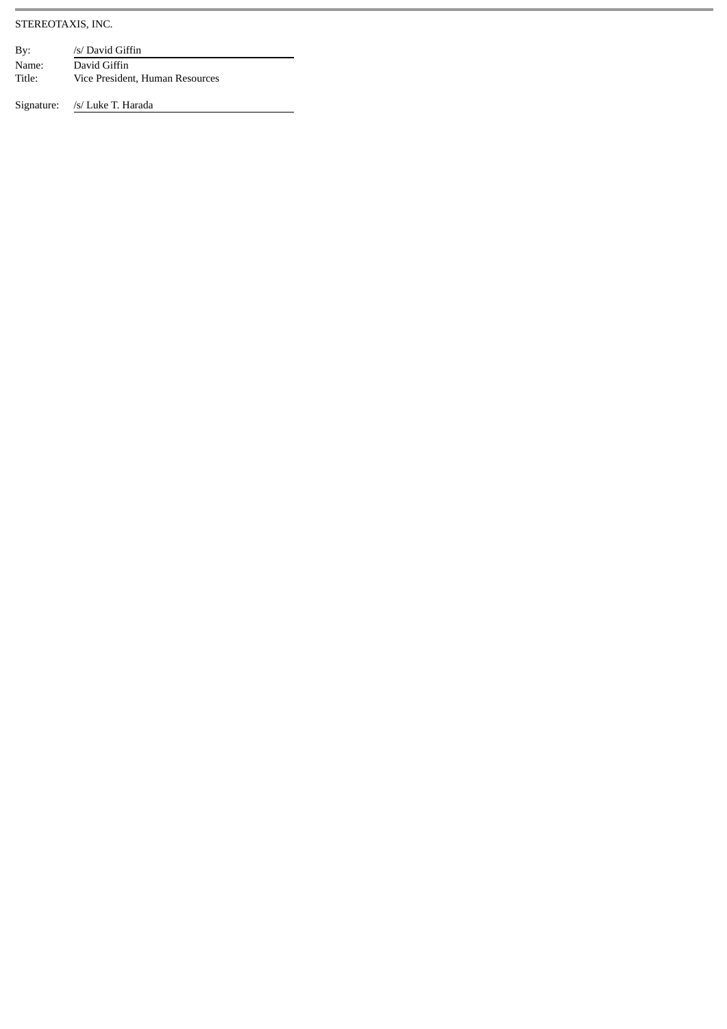STEREOTAXIS, INC.

| | |
|---|---|
| By: | /s/ David Giffin |
| Name: | David Giffin |
| Title: | Vice President, Human Resources |

Signature: /s/ Luke T. Harada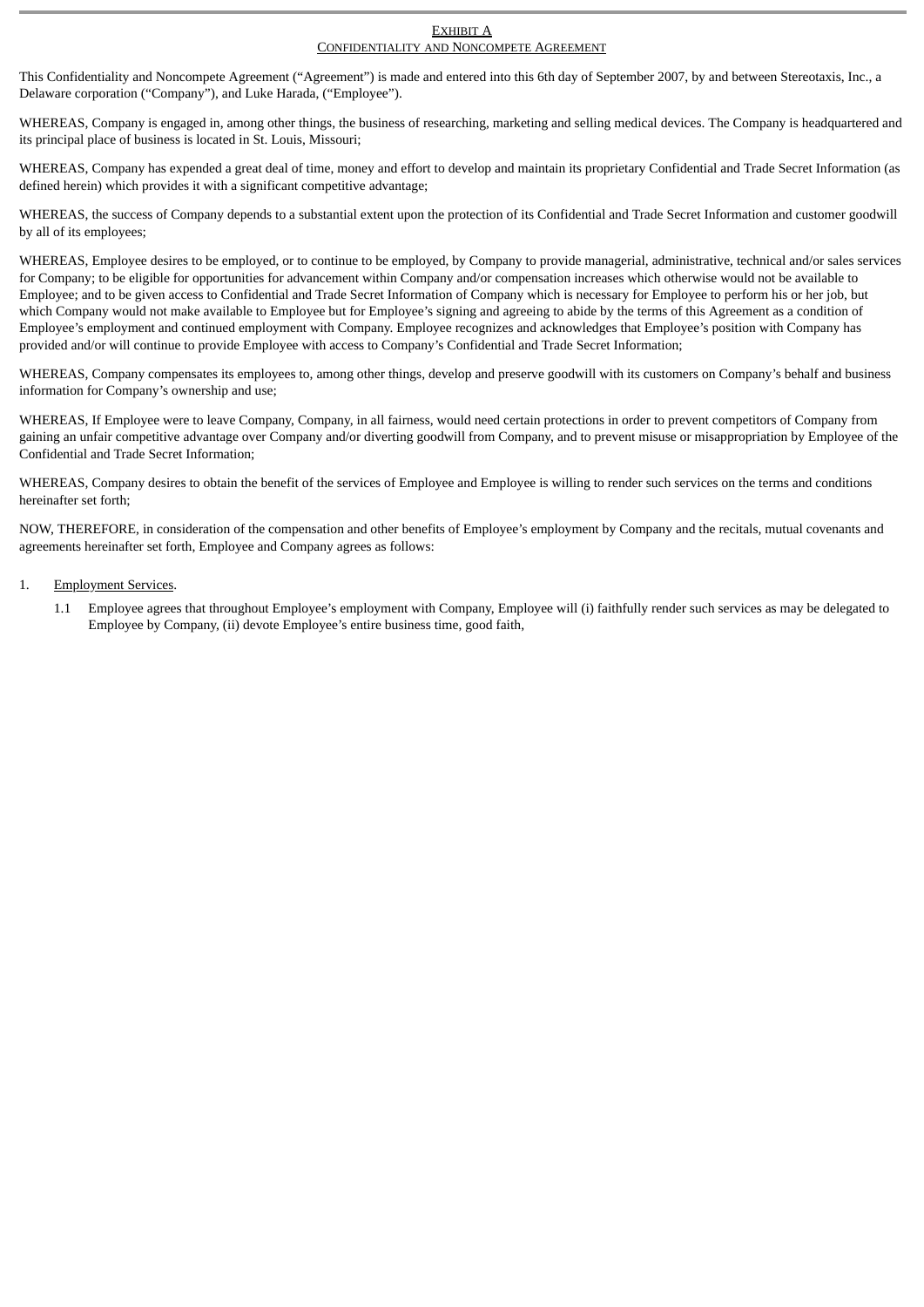<u>EXHIBIT A</u>

<u>CONFIDENTIALITY AND NONCOMPETE AGREEMENT</u>

This Confidentiality and Noncompete Agreement ("Agreement") is made and entered into this 6th day of September 2007, by and between Stereotaxis, Inc., a Delaware corporation ("Company"), and Luke Harada, ("Employee").

WHEREAS, Company is engaged in, among other things, the business of researching, marketing and selling medical devices. The Company is headquartered and its principal place of business is located in St. Louis, Missouri;

WHEREAS, Company has expended a great deal of time, money and effort to develop and maintain its proprietary Confidential and Trade Secret Information (as defined herein) which provides it with a significant competitive advantage;

WHEREAS, the success of Company depends to a substantial extent upon the protection of its Confidential and Trade Secret Information and customer goodwill by all of its employees;

WHEREAS, Employee desires to be employed, or to continue to be employed, by Company to provide managerial, administrative, technical and/or sales services for Company; to be eligible for opportunities for advancement within Company and/or compensation increases which otherwise would not be available to Employee; and to be given access to Confidential and Trade Secret Information of Company which is necessary for Employee to perform his or her job, but which Company would not make available to Employee but for Employee's signing and agreeing to abide by the terms of this Agreement as a condition of Employee's employment and continued employment with Company. Employee recognizes and acknowledges that Employee's position with Company has provided and/or will continue to provide Employee with access to Company's Confidential and Trade Secret Information;

WHEREAS, Company compensates its employees to, among other things, develop and preserve goodwill with its customers on Company's behalf and business information for Company's ownership and use;

WHEREAS, If Employee were to leave Company, Company, in all fairness, would need certain protections in order to prevent competitors of Company from gaining an unfair competitive advantage over Company and/or diverting goodwill from Company, and to prevent misuse or misappropriation by Employee of the Confidential and Trade Secret Information;

WHEREAS, Company desires to obtain the benefit of the services of Employee and Employee is willing to render such services on the terms and conditions hereinafter set forth;

NOW, THEREFORE, in consideration of the compensation and other benefits of Employee's employment by Company and the recitals, mutual covenants and agreements hereinafter set forth, Employee and Company agrees as follows:

1. <u>Employment Services</u>.

   1.1 Employee agrees that throughout Employee's employment with Company, Employee will (i) faithfully render such services as may be delegated to Employee by Company, (ii) devote Employee's entire business time, good faith,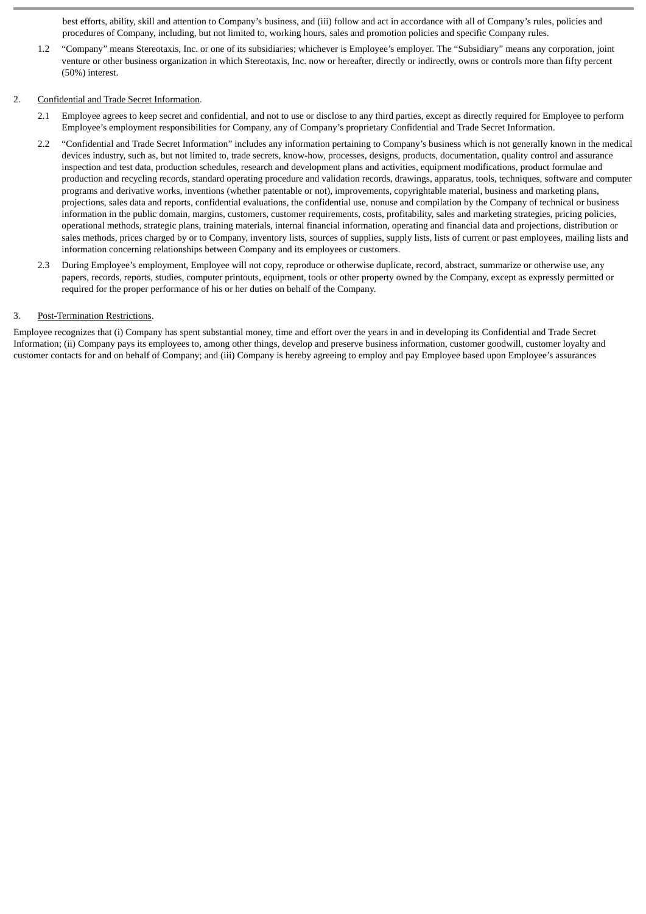best efforts, ability, skill and attention to Company's business, and (iii) follow and act in accordance with all of Company's rules, policies and procedures of Company, including, but not limited to, working hours, sales and promotion policies and specific Company rules.

1.2 "Company" means Stereotaxis, Inc. or one of its subsidiaries; whichever is Employee's employer. The "Subsidiary" means any corporation, joint venture or other business organization in which Stereotaxis, Inc. now or hereafter, directly or indirectly, owns or controls more than fifty percent (50%) interest.

2. Confidential and Trade Secret Information.

2.1 Employee agrees to keep secret and confidential, and not to use or disclose to any third parties, except as directly required for Employee to perform Employee's employment responsibilities for Company, any of Company's proprietary Confidential and Trade Secret Information.

2.2 "Confidential and Trade Secret Information" includes any information pertaining to Company's business which is not generally known in the medical devices industry, such as, but not limited to, trade secrets, know-how, processes, designs, products, documentation, quality control and assurance inspection and test data, production schedules, research and development plans and activities, equipment modifications, product formulae and production and recycling records, standard operating procedure and validation records, drawings, apparatus, tools, techniques, software and computer programs and derivative works, inventions (whether patentable or not), improvements, copyrightable material, business and marketing plans, projections, sales data and reports, confidential evaluations, the confidential use, nonuse and compilation by the Company of technical or business information in the public domain, margins, customers, customer requirements, costs, profitability, sales and marketing strategies, pricing policies, operational methods, strategic plans, training materials, internal financial information, operating and financial data and projections, distribution or sales methods, prices charged by or to Company, inventory lists, sources of supplies, supply lists, lists of current or past employees, mailing lists and information concerning relationships between Company and its employees or customers.

2.3 During Employee's employment, Employee will not copy, reproduce or otherwise duplicate, record, abstract, summarize or otherwise use, any papers, records, reports, studies, computer printouts, equipment, tools or other property owned by the Company, except as expressly permitted or required for the proper performance of his or her duties on behalf of the Company.

3. Post-Termination Restrictions.

Employee recognizes that (i) Company has spent substantial money, time and effort over the years in and in developing its Confidential and Trade Secret Information; (ii) Company pays its employees to, among other things, develop and preserve business information, customer goodwill, customer loyalty and customer contacts for and on behalf of Company; and (iii) Company is hereby agreeing to employ and pay Employee based upon Employee's assurances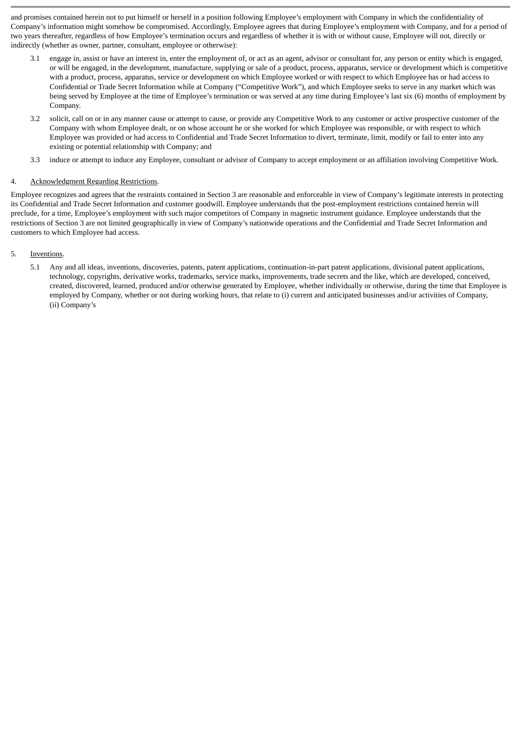and promises contained herein not to put himself or herself in a position following Employee's employment with Company in which the confidentiality of Company's information might somehow be compromised. Accordingly, Employee agrees that during Employee's employment with Company, and for a period of two years thereafter, regardless of how Employee's termination occurs and regardless of whether it is with or without cause, Employee will not, directly or indirectly (whether as owner, partner, consultant, employee or otherwise):

3.1 engage in, assist or have an interest in, enter the employment of, or act as an agent, advisor or consultant for, any person or entity which is engaged, or will be engaged, in the development, manufacture, supplying or sale of a product, process, apparatus, service or development which is competitive with a product, process, apparatus, service or development on which Employee worked or with respect to which Employee has or had access to Confidential or Trade Secret Information while at Company ("Competitive Work"), and which Employee seeks to serve in any market which was being served by Employee at the time of Employee's termination or was served at any time during Employee's last six (6) months of employment by Company.

3.2 solicit, call on or in any manner cause or attempt to cause, or provide any Competitive Work to any customer or active prospective customer of the Company with whom Employee dealt, or on whose account he or she worked for which Employee was responsible, or with respect to which Employee was provided or had access to Confidential and Trade Secret Information to divert, terminate, limit, modify or fail to enter into any existing or potential relationship with Company; and

3.3 induce or attempt to induce any Employee, consultant or advisor of Company to accept employment or an affiliation involving Competitive Work.

4. <u>Acknowledgment Regarding Restrictions</u>.

Employee recognizes and agrees that the restraints contained in Section 3 are reasonable and enforceable in view of Company's legitimate interests in protecting its Confidential and Trade Secret Information and customer goodwill. Employee understands that the post-employment restrictions contained herein will preclude, for a time, Employee's employment with such major competitors of Company in magnetic instrument guidance. Employee understands that the restrictions of Section 3 are not limited geographically in view of Company's nationwide operations and the Confidential and Trade Secret Information and customers to which Employee had access.

5. <u>Inventions</u>.

5.1 Any and all ideas, inventions, discoveries, patents, patent applications, continuation-in-part patent applications, divisional patent applications, technology, copyrights, derivative works, trademarks, service marks, improvements, trade secrets and the like, which are developed, conceived, created, discovered, learned, produced and/or otherwise generated by Employee, whether individually or otherwise, during the time that Employee is employed by Company, whether or not during working hours, that relate to (i) current and anticipated businesses and/or activities of Company, (ii) Company's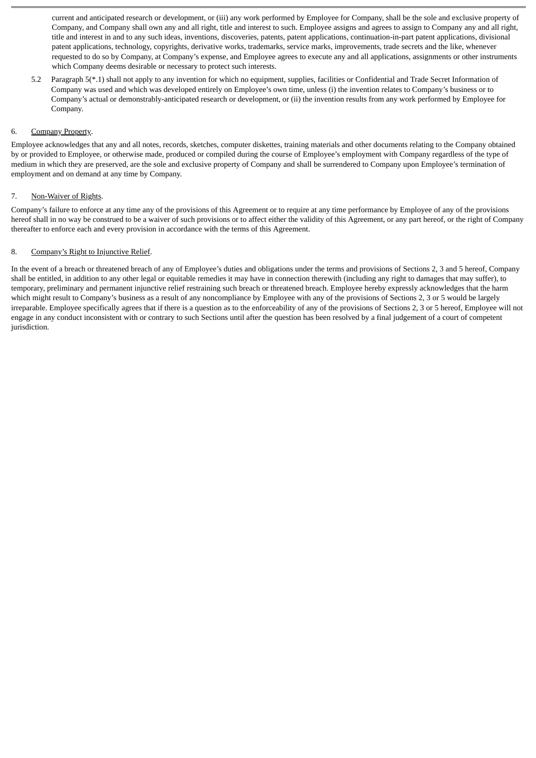current and anticipated research or development, or (iii) any work performed by Employee for Company, shall be the sole and exclusive property of Company, and Company shall own any and all right, title and interest to such. Employee assigns and agrees to assign to Company any and all right, title and interest in and to any such ideas, inventions, discoveries, patents, patent applications, continuation-in-part patent applications, divisional patent applications, technology, copyrights, derivative works, trademarks, service marks, improvements, trade secrets and the like, whenever requested to do so by Company, at Company's expense, and Employee agrees to execute any and all applications, assignments or other instruments which Company deems desirable or necessary to protect such interests.

5.2 Paragraph 5(*.1) shall not apply to any invention for which no equipment, supplies, facilities or Confidential and Trade Secret Information of Company was used and which was developed entirely on Employee's own time, unless (i) the invention relates to Company's business or to Company's actual or demonstrably-anticipated research or development, or (ii) the invention results from any work performed by Employee for Company.

6. Company Property.

Employee acknowledges that any and all notes, records, sketches, computer diskettes, training materials and other documents relating to the Company obtained by or provided to Employee, or otherwise made, produced or compiled during the course of Employee's employment with Company regardless of the type of medium in which they are preserved, are the sole and exclusive property of Company and shall be surrendered to Company upon Employee's termination of employment and on demand at any time by Company.

7. Non-Waiver of Rights.

Company's failure to enforce at any time any of the provisions of this Agreement or to require at any time performance by Employee of any of the provisions hereof shall in no way be construed to be a waiver of such provisions or to affect either the validity of this Agreement, or any part hereof, or the right of Company thereafter to enforce each and every provision in accordance with the terms of this Agreement.

8. Company's Right to Injunctive Relief.

In the event of a breach or threatened breach of any of Employee's duties and obligations under the terms and provisions of Sections 2, 3 and 5 hereof, Company shall be entitled, in addition to any other legal or equitable remedies it may have in connection therewith (including any right to damages that may suffer), to temporary, preliminary and permanent injunctive relief restraining such breach or threatened breach. Employee hereby expressly acknowledges that the harm which might result to Company's business as a result of any noncompliance by Employee with any of the provisions of Sections 2, 3 or 5 would be largely irreparable. Employee specifically agrees that if there is a question as to the enforceability of any of the provisions of Sections 2, 3 or 5 hereof, Employee will not engage in any conduct inconsistent with or contrary to such Sections until after the question has been resolved by a final judgement of a court of competent jurisdiction.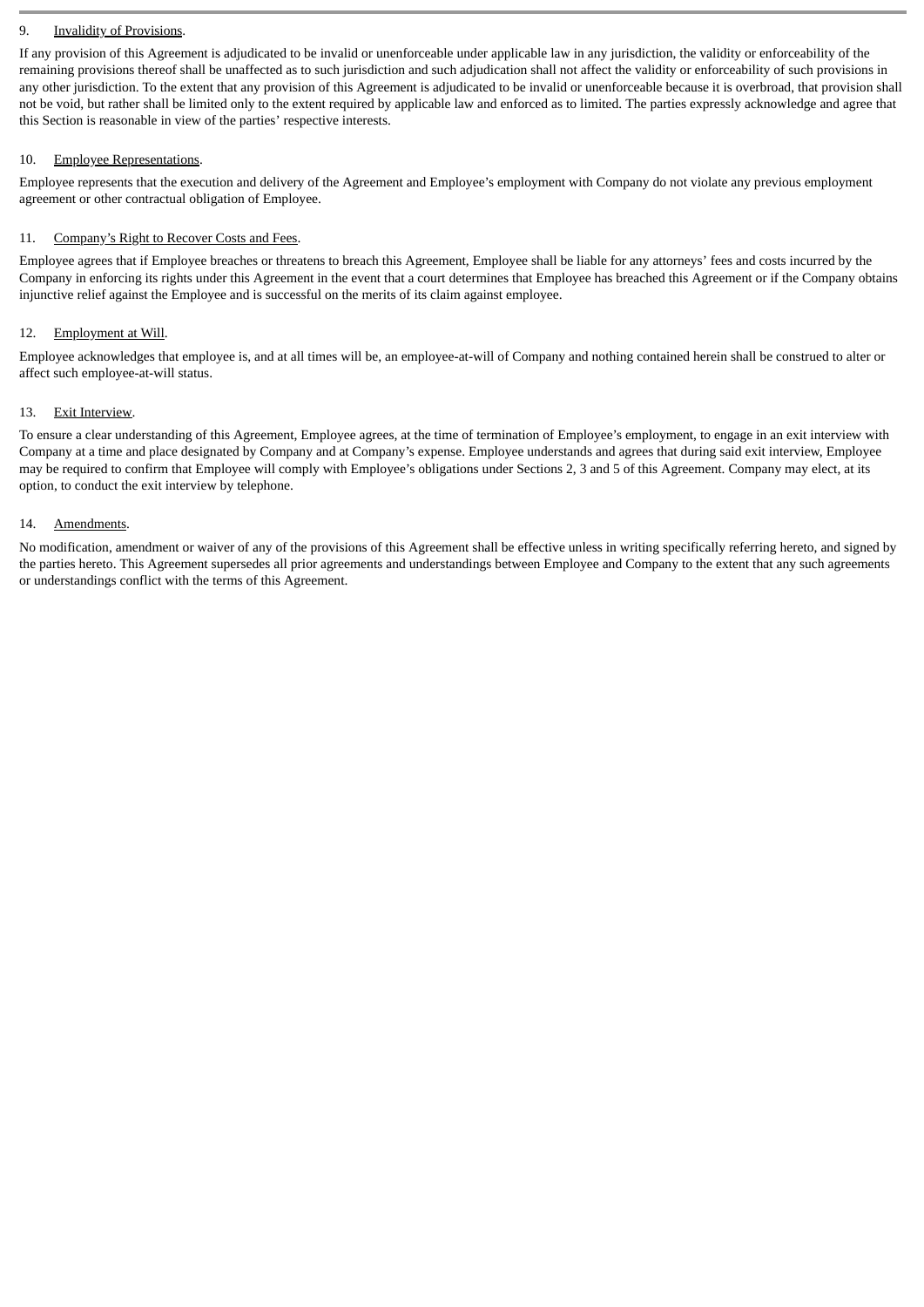9. Invalidity of Provisions.

If any provision of this Agreement is adjudicated to be invalid or unenforceable under applicable law in any jurisdiction, the validity or enforceability of the remaining provisions thereof shall be unaffected as to such jurisdiction and such adjudication shall not affect the validity or enforceability of such provisions in any other jurisdiction. To the extent that any provision of this Agreement is adjudicated to be invalid or unenforceable because it is overbroad, that provision shall not be void, but rather shall be limited only to the extent required by applicable law and enforced as to limited. The parties expressly acknowledge and agree that this Section is reasonable in view of the parties' respective interests.

10. Employee Representations.

Employee represents that the execution and delivery of the Agreement and Employee's employment with Company do not violate any previous employment agreement or other contractual obligation of Employee.

11. Company's Right to Recover Costs and Fees.

Employee agrees that if Employee breaches or threatens to breach this Agreement, Employee shall be liable for any attorneys' fees and costs incurred by the Company in enforcing its rights under this Agreement in the event that a court determines that Employee has breached this Agreement or if the Company obtains injunctive relief against the Employee and is successful on the merits of its claim against employee.

12. Employment at Will.

Employee acknowledges that employee is, and at all times will be, an employee-at-will of Company and nothing contained herein shall be construed to alter or affect such employee-at-will status.

13. Exit Interview.

To ensure a clear understanding of this Agreement, Employee agrees, at the time of termination of Employee's employment, to engage in an exit interview with Company at a time and place designated by Company and at Company's expense. Employee understands and agrees that during said exit interview, Employee may be required to confirm that Employee will comply with Employee's obligations under Sections 2, 3 and 5 of this Agreement. Company may elect, at its option, to conduct the exit interview by telephone.

14. Amendments.

No modification, amendment or waiver of any of the provisions of this Agreement shall be effective unless in writing specifically referring hereto, and signed by the parties hereto. This Agreement supersedes all prior agreements and understandings between Employee and Company to the extent that any such agreements or understandings conflict with the terms of this Agreement.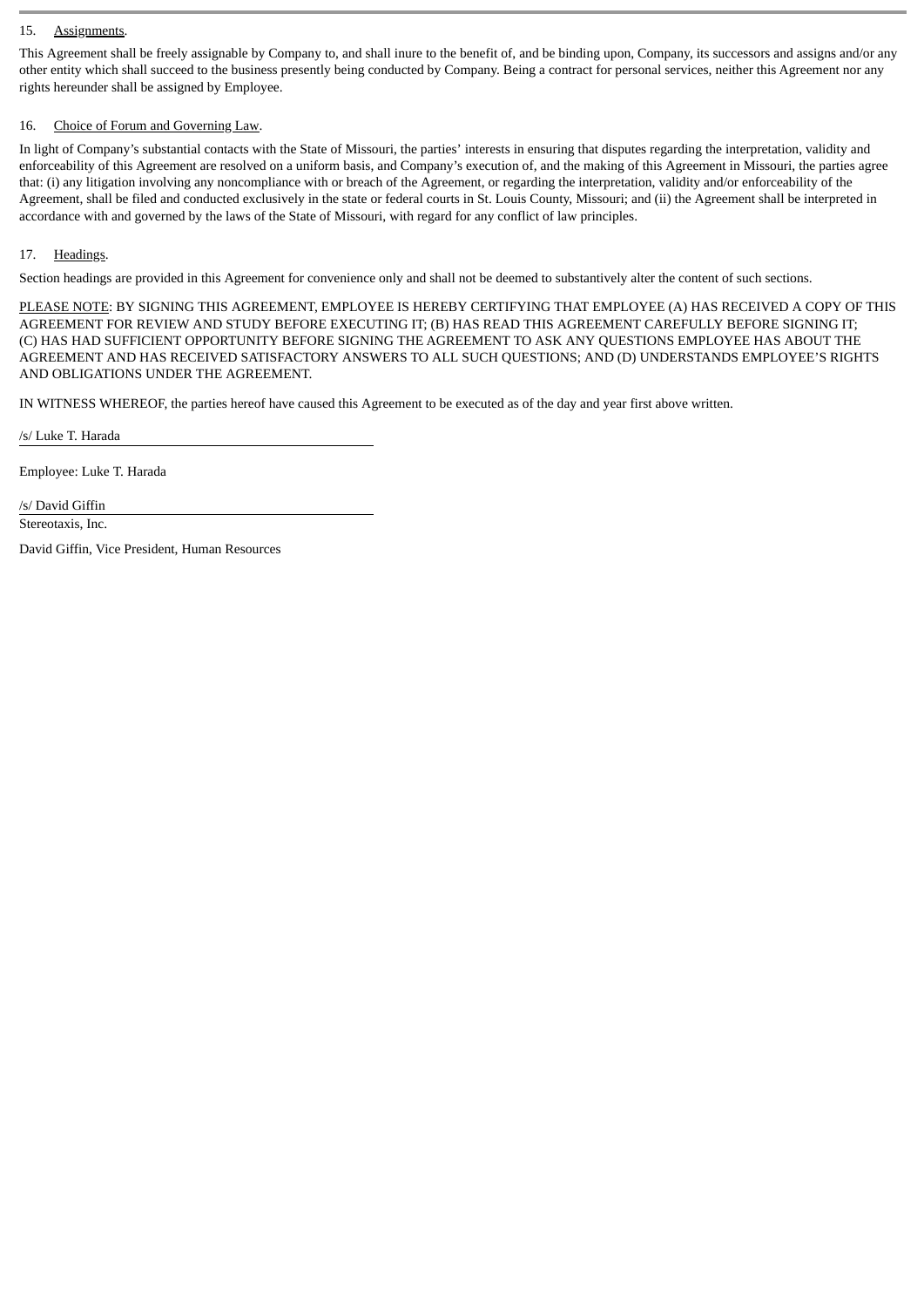15. Assignments.

This Agreement shall be freely assignable by Company to, and shall inure to the benefit of, and be binding upon, Company, its successors and assigns and/or any other entity which shall succeed to the business presently being conducted by Company. Being a contract for personal services, neither this Agreement nor any rights hereunder shall be assigned by Employee.

16. Choice of Forum and Governing Law.

In light of Company's substantial contacts with the State of Missouri, the parties' interests in ensuring that disputes regarding the interpretation, validity and enforceability of this Agreement are resolved on a uniform basis, and Company's execution of, and the making of this Agreement in Missouri, the parties agree that: (i) any litigation involving any noncompliance with or breach of the Agreement, or regarding the interpretation, validity and/or enforceability of the Agreement, shall be filed and conducted exclusively in the state or federal courts in St. Louis County, Missouri; and (ii) the Agreement shall be interpreted in accordance with and governed by the laws of the State of Missouri, with regard for any conflict of law principles.

17. Headings.

Section headings are provided in this Agreement for convenience only and shall not be deemed to substantively alter the content of such sections.

PLEASE NOTE: BY SIGNING THIS AGREEMENT, EMPLOYEE IS HEREBY CERTIFYING THAT EMPLOYEE (A) HAS RECEIVED A COPY OF THIS AGREEMENT FOR REVIEW AND STUDY BEFORE EXECUTING IT; (B) HAS READ THIS AGREEMENT CAREFULLY BEFORE SIGNING IT; (C) HAS HAD SUFFICIENT OPPORTUNITY BEFORE SIGNING THE AGREEMENT TO ASK ANY QUESTIONS EMPLOYEE HAS ABOUT THE AGREEMENT AND HAS RECEIVED SATISFACTORY ANSWERS TO ALL SUCH QUESTIONS; AND (D) UNDERSTANDS EMPLOYEE'S RIGHTS AND OBLIGATIONS UNDER THE AGREEMENT.

IN WITNESS WHEREOF, the parties hereof have caused this Agreement to be executed as of the day and year first above written.

/s/ Luke T. Harada

Employee: Luke T. Harada

/s/ David Giffin

Stereotaxis, Inc.

David Giffin, Vice President, Human Resources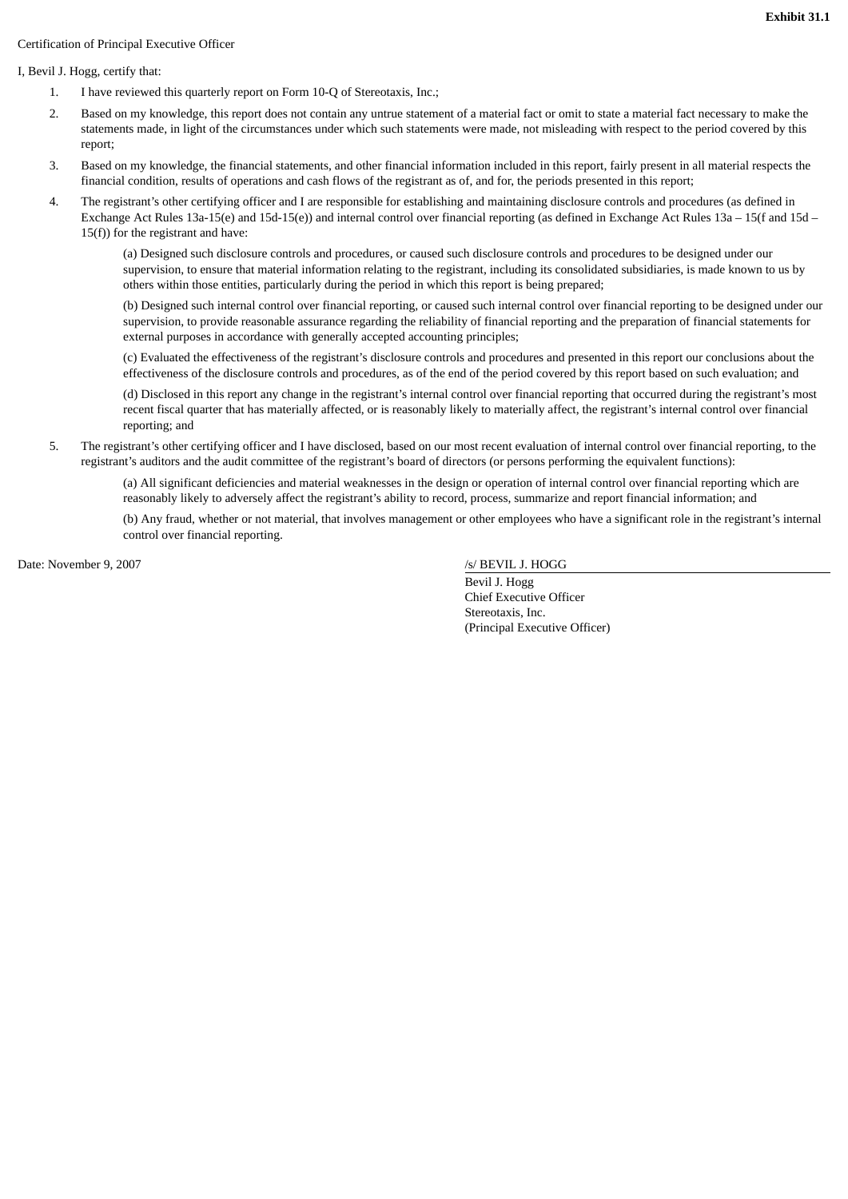**Exhibit 31.1**

Certification of Principal Executive Officer

I, Bevil J. Hogg, certify that:

1. I have reviewed this quarterly report on Form 10-Q of Stereotaxis, Inc.;
2. Based on my knowledge, this report does not contain any untrue statement of a material fact or omit to state a material fact necessary to make the statements made, in light of the circumstances under which such statements were made, not misleading with respect to the period covered by this report;
3. Based on my knowledge, the financial statements, and other financial information included in this report, fairly present in all material respects the financial condition, results of operations and cash flows of the registrant as of, and for, the periods presented in this report;
4. The registrant's other certifying officer and I are responsible for establishing and maintaining disclosure controls and procedures (as defined in Exchange Act Rules 13a-15(e) and 15d-15(e)) and internal control over financial reporting (as defined in Exchange Act Rules 13a – 15(f and 15d – 15(f)) for the registrant and have:

   (a) Designed such disclosure controls and procedures, or caused such disclosure controls and procedures to be designed under our supervision, to ensure that material information relating to the registrant, including its consolidated subsidiaries, is made known to us by others within those entities, particularly during the period in which this report is being prepared;

   (b) Designed such internal control over financial reporting, or caused such internal control over financial reporting to be designed under our supervision, to provide reasonable assurance regarding the reliability of financial reporting and the preparation of financial statements for external purposes in accordance with generally accepted accounting principles;

   (c) Evaluated the effectiveness of the registrant's disclosure controls and procedures and presented in this report our conclusions about the effectiveness of the disclosure controls and procedures, as of the end of the period covered by this report based on such evaluation; and

   (d) Disclosed in this report any change in the registrant's internal control over financial reporting that occurred during the registrant's most recent fiscal quarter that has materially affected, or is reasonably likely to materially affect, the registrant's internal control over financial reporting; and

5. The registrant's other certifying officer and I have disclosed, based on our most recent evaluation of internal control over financial reporting, to the registrant's auditors and the audit committee of the registrant's board of directors (or persons performing the equivalent functions):

   (a) All significant deficiencies and material weaknesses in the design or operation of internal control over financial reporting which are reasonably likely to adversely affect the registrant's ability to record, process, summarize and report financial information; and

   (b) Any fraud, whether or not material, that involves management or other employees who have a significant role in the registrant's internal control over financial reporting.

Date: November 9, 2007

/s/ BEVIL J. HOGG

Bevil J. Hogg
Chief Executive Officer
Stereotaxis, Inc.
(Principal Executive Officer)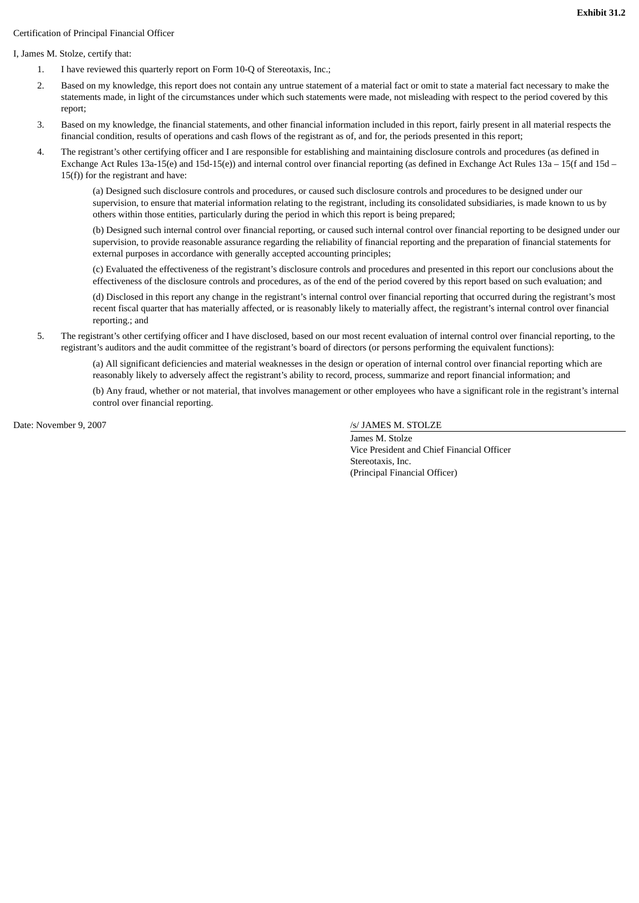**Exhibit 31.2**

Certification of Principal Financial Officer

I, James M. Stolze, certify that:

1. I have reviewed this quarterly report on Form 10-Q of Stereotaxis, Inc.;
2. Based on my knowledge, this report does not contain any untrue statement of a material fact or omit to state a material fact necessary to make the statements made, in light of the circumstances under which such statements were made, not misleading with respect to the period covered by this report;
3. Based on my knowledge, the financial statements, and other financial information included in this report, fairly present in all material respects the financial condition, results of operations and cash flows of the registrant as of, and for, the periods presented in this report;
4. The registrant's other certifying officer and I are responsible for establishing and maintaining disclosure controls and procedures (as defined in Exchange Act Rules 13a-15(e) and 15d-15(e)) and internal control over financial reporting (as defined in Exchange Act Rules 13a – 15(f and 15d – 15(f)) for the registrant and have:

   (a) Designed such disclosure controls and procedures, or caused such disclosure controls and procedures to be designed under our supervision, to ensure that material information relating to the registrant, including its consolidated subsidiaries, is made known to us by others within those entities, particularly during the period in which this report is being prepared;

   (b) Designed such internal control over financial reporting, or caused such internal control over financial reporting to be designed under our supervision, to provide reasonable assurance regarding the reliability of financial reporting and the preparation of financial statements for external purposes in accordance with generally accepted accounting principles;

   (c) Evaluated the effectiveness of the registrant's disclosure controls and procedures and presented in this report our conclusions about the effectiveness of the disclosure controls and procedures, as of the end of the period covered by this report based on such evaluation; and

   (d) Disclosed in this report any change in the registrant's internal control over financial reporting that occurred during the registrant's most recent fiscal quarter that has materially affected, or is reasonably likely to materially affect, the registrant's internal control over financial reporting.; and

5. The registrant's other certifying officer and I have disclosed, based on our most recent evaluation of internal control over financial reporting, to the registrant's auditors and the audit committee of the registrant's board of directors (or persons performing the equivalent functions):

   (a) All significant deficiencies and material weaknesses in the design or operation of internal control over financial reporting which are reasonably likely to adversely affect the registrant's ability to record, process, summarize and report financial information; and

   (b) Any fraud, whether or not material, that involves management or other employees who have a significant role in the registrant's internal control over financial reporting.

Date: November 9, 2007

/s/ JAMES M. STOLZE

James M. Stolze
Vice President and Chief Financial Officer
Stereotaxis, Inc.
(Principal Financial Officer)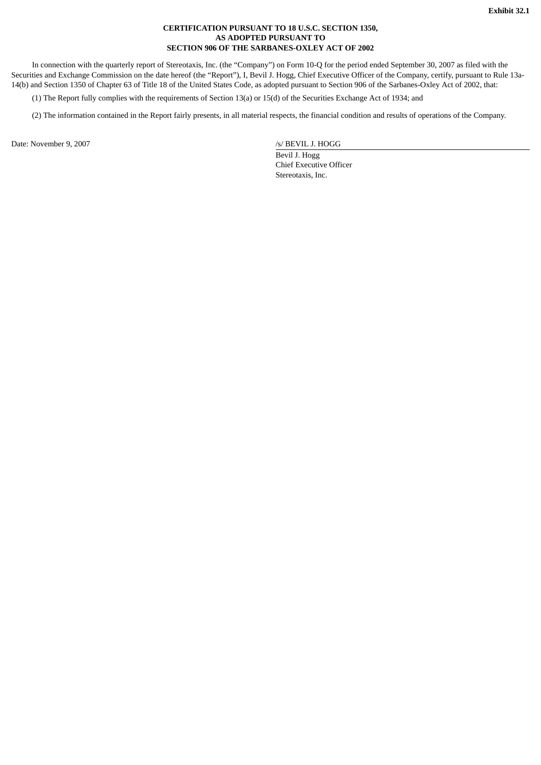**Exhibit 32.1**

**CERTIFICATION PURSUANT TO 18 U.S.C. SECTION 1350,**
**AS ADOPTED PURSUANT TO**
**SECTION 906 OF THE SARBANES-OXLEY ACT OF 2002**

In connection with the quarterly report of Stereotaxis, Inc. (the "Company") on Form 10-Q for the period ended September 30, 2007 as filed with the Securities and Exchange Commission on the date hereof (the "Report"), I, Bevil J. Hogg, Chief Executive Officer of the Company, certify, pursuant to Rule 13a-14(b) and Section 1350 of Chapter 63 of Title 18 of the United States Code, as adopted pursuant to Section 906 of the Sarbanes-Oxley Act of 2002, that:

(1) The Report fully complies with the requirements of Section 13(a) or 15(d) of the Securities Exchange Act of 1934; and

(2) The information contained in the Report fairly presents, in all material respects, the financial condition and results of operations of the Company.

Date: November 9, 2007

/s/ BEVIL J. HOGG

Bevil J. Hogg
Chief Executive Officer
Stereotaxis, Inc.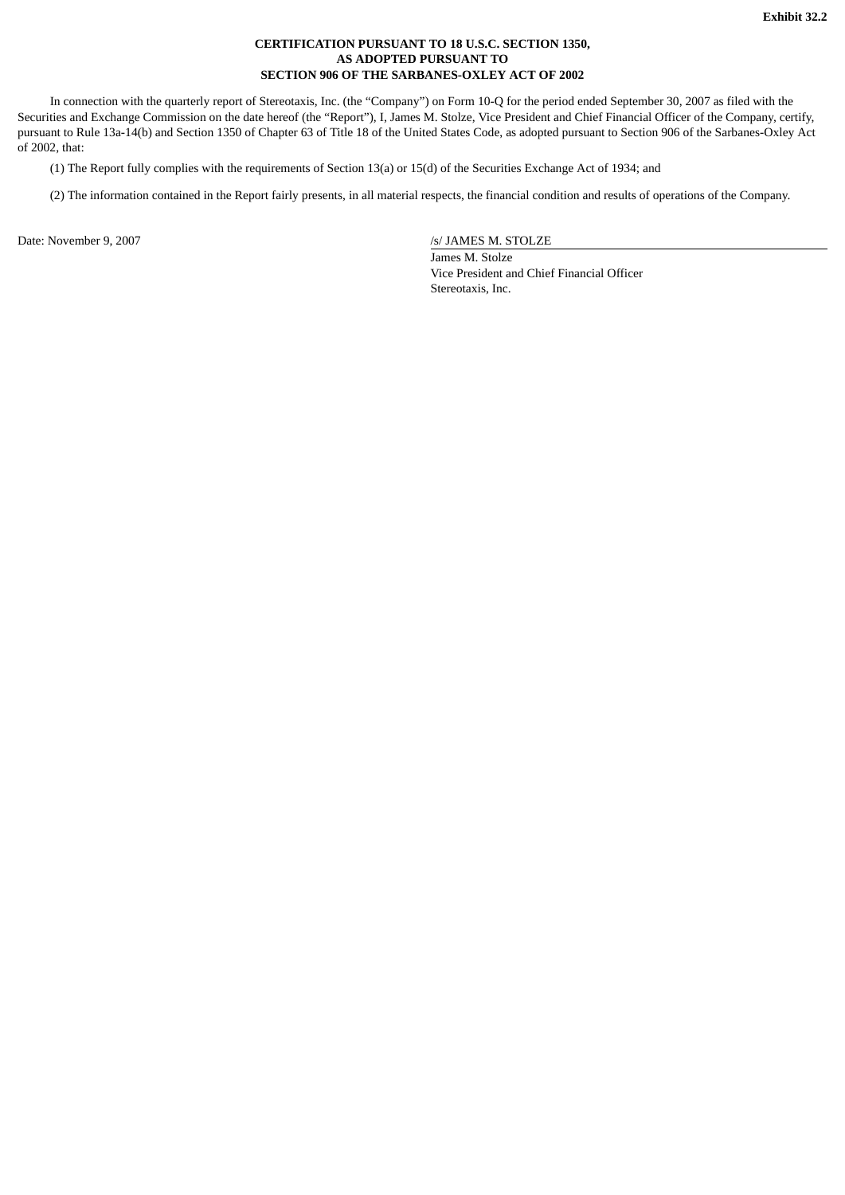**Exhibit 32.2**

**CERTIFICATION PURSUANT TO 18 U.S.C. SECTION 1350,
AS ADOPTED PURSUANT TO
SECTION 906 OF THE SARBANES-OXLEY ACT OF 2002**

In connection with the quarterly report of Stereotaxis, Inc. (the "Company") on Form 10-Q for the period ended September 30, 2007 as filed with the Securities and Exchange Commission on the date hereof (the "Report"), I, James M. Stolze, Vice President and Chief Financial Officer of the Company, certify, pursuant to Rule 13a-14(b) and Section 1350 of Chapter 63 of Title 18 of the United States Code, as adopted pursuant to Section 906 of the Sarbanes-Oxley Act of 2002, that:

(1) The Report fully complies with the requirements of Section 13(a) or 15(d) of the Securities Exchange Act of 1934; and

(2) The information contained in the Report fairly presents, in all material respects, the financial condition and results of operations of the Company.

Date: November 9, 2007

/s/ JAMES M. STOLZE
James M. Stolze
Vice President and Chief Financial Officer
Stereotaxis, Inc.